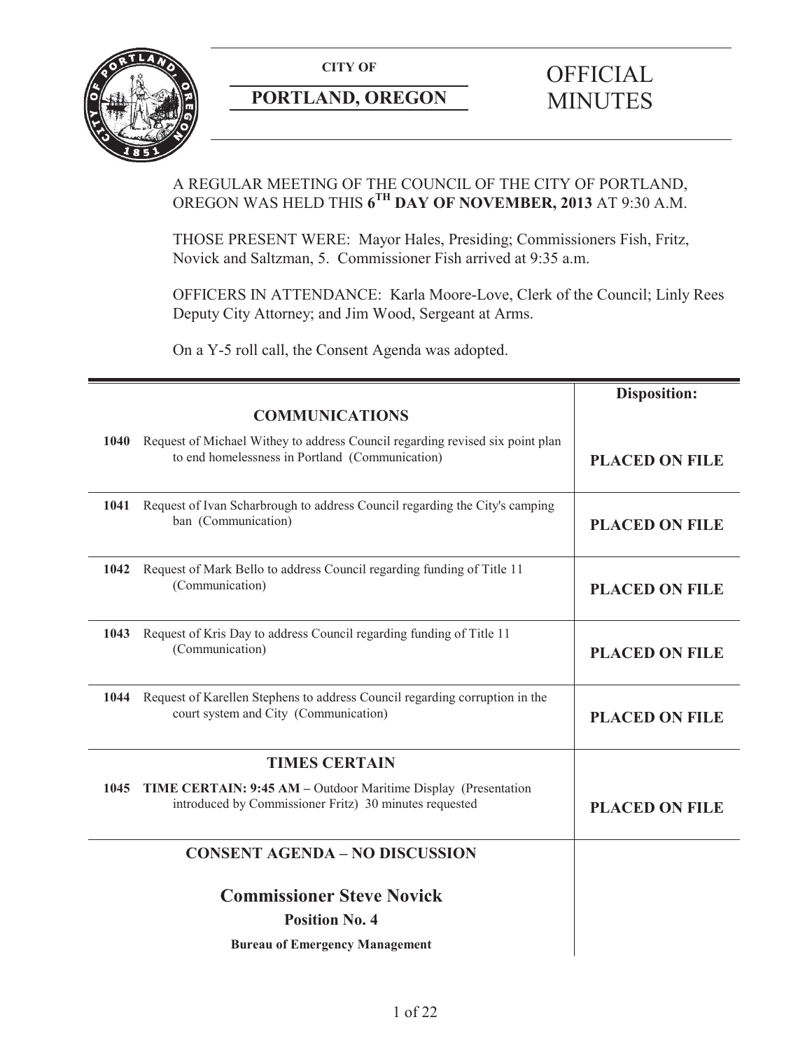**CITY OF**

**PORTLAND, OREGON**

# OFFICIAL MINUTES

A REGULAR MEETING OF THE COUNCIL OF THE CITY OF PORTLAND, OREGON WAS HELD THIS **6TH DAY OF NOVEMBER, 2013** AT 9:30 A.M.

THOSE PRESENT WERE: Mayor Hales, Presiding; Commissioners Fish, Fritz, Novick and Saltzman, 5. Commissioner Fish arrived at 9:35 a.m.

OFFICERS IN ATTENDANCE: Karla Moore-Love, Clerk of the Council; Linly Rees Deputy City Attorney; and Jim Wood, Sergeant at Arms.

On a Y-5 roll call, the Consent Agenda was adopted.

| | Disposition: |
|---|---|
| **COMMUNICATIONS** | |
| **1040** Request of Michael Withey to address Council regarding revised six point plan to end homelessness in Portland (Communication) | **PLACED ON FILE** |
| **1041** Request of Ivan Scharbrough to address Council regarding the City's camping ban (Communication) | **PLACED ON FILE** |
| **1042** Request of Mark Bello to address Council regarding funding of Title 11 (Communication) | **PLACED ON FILE** |
| **1043** Request of Kris Day to address Council regarding funding of Title 11 (Communication) | **PLACED ON FILE** |
| **1044** Request of Karellen Stephens to address Council regarding corruption in the court system and City (Communication) | **PLACED ON FILE** |
| **TIMES CERTAIN** | |
| **1045** **TIME CERTAIN: 9:45 AM –** Outdoor Maritime Display (Presentation introduced by Commissioner Fritz) 30 minutes requested | **PLACED ON FILE** |
| **CONSENT AGENDA – NO DISCUSSION** | |
| **Commissioner Steve Novick** | |
| **Position No. 4** | |
| **Bureau of Emergency Management** | |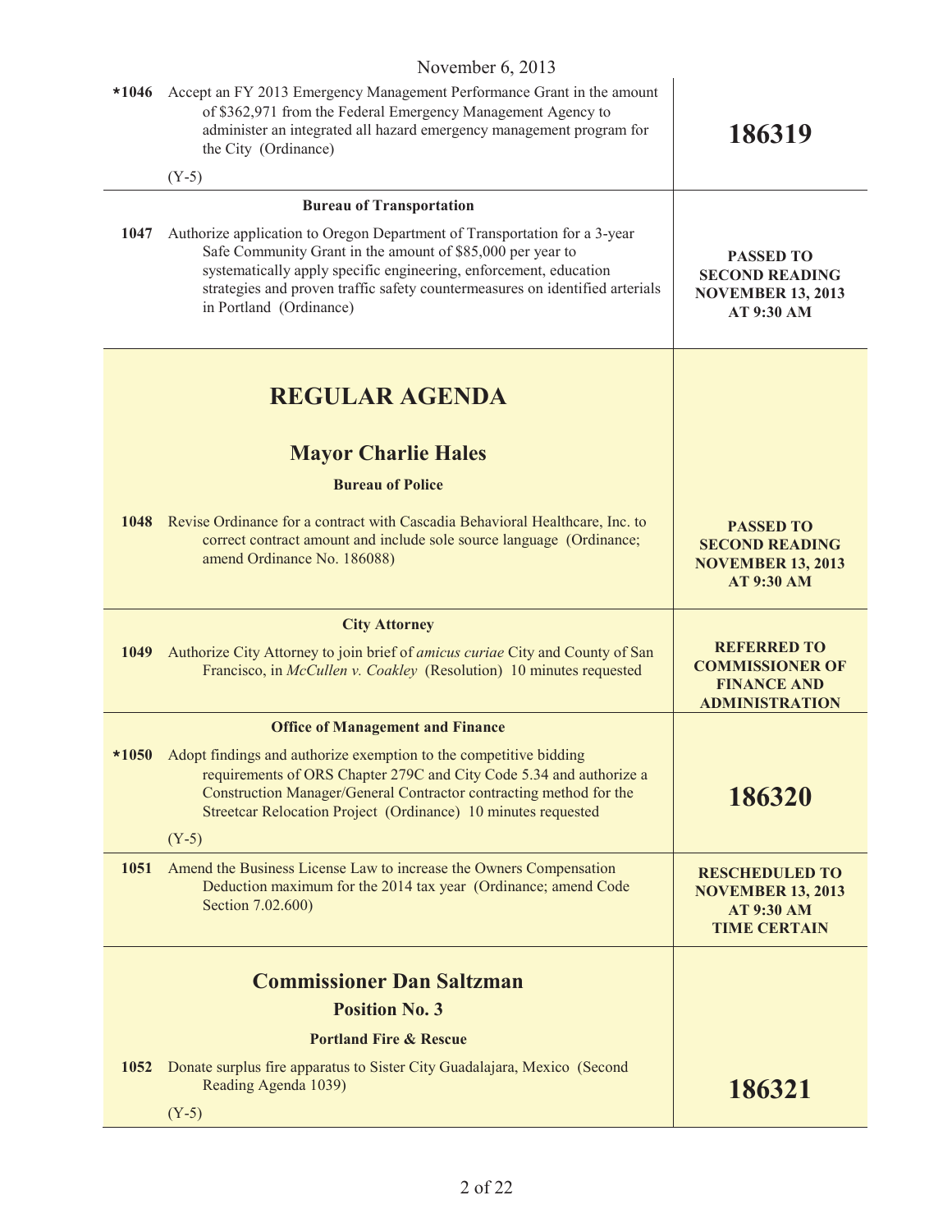November 6, 2013

| | |
|---|---|
| ***1046** Accept an FY 2013 Emergency Management Performance Grant in the amount of $362,971 from the Federal Emergency Management Agency to administer an integrated all hazard emergency management program for the City (Ordinance) (Y-5) | **186319** |
| **Bureau of Transportation** | |
| **1047** Authorize application to Oregon Department of Transportation for a 3-year Safe Community Grant in the amount of $85,000 per year to systematically apply specific engineering, enforcement, education strategies and proven traffic safety countermeasures on identified arterials in Portland (Ordinance) | **PASSED TO SECOND READING NOVEMBER 13, 2013 AT 9:30 AM** |

# REGULAR AGENDA

## Mayor Charlie Hales

### Bureau of Police

| | |
|---|---|
| **1048** Revise Ordinance for a contract with Cascadia Behavioral Healthcare, Inc. to correct contract amount and include sole source language (Ordinance; amend Ordinance No. 186088) | **PASSED TO SECOND READING NOVEMBER 13, 2013 AT 9:30 AM** |
| **City Attorney** | |
| **1049** Authorize City Attorney to join brief of *amicus curiae* City and County of San Francisco, in *McCullen v. Coakley* (Resolution) 10 minutes requested | **REFERRED TO COMMISSIONER OF FINANCE AND ADMINISTRATION** |
| **Office of Management and Finance** | |
| ***1050** Adopt findings and authorize exemption to the competitive bidding requirements of ORS Chapter 279C and City Code 5.34 and authorize a Construction Manager/General Contractor contracting method for the Streetcar Relocation Project (Ordinance) 10 minutes requested (Y-5) | **186320** |
| **1051** Amend the Business License Law to increase the Owners Compensation Deduction maximum for the 2014 tax year (Ordinance; amend Code Section 7.02.600) | **RESCHEDULED TO NOVEMBER 13, 2013 AT 9:30 AM TIME CERTAIN** |

## Commissioner Dan Saltzman

### Position No. 3

#### Portland Fire & Rescue

| | |
|---|---|
| **1052** Donate surplus fire apparatus to Sister City Guadalajara, Mexico (Second Reading Agenda 1039) (Y-5) | **186321** |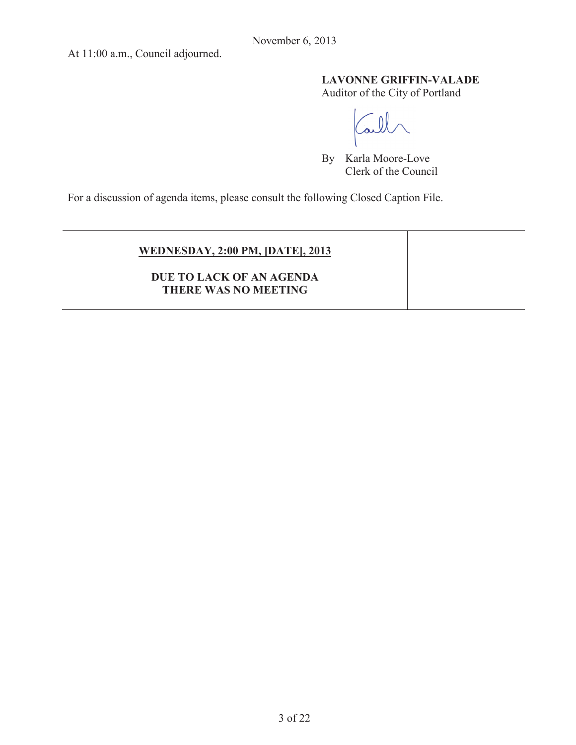At 11:00 a.m., Council adjourned.

**LAVONNE GRIFFIN-VALADE**
Auditor of the City of Portland

By Karla Moore-Love
Clerk of the Council

For a discussion of agenda items, please consult the following Closed Caption File.

| **WEDNESDAY, 2:00 PM, [DATE], 2013**<br><br>**DUE TO LACK OF AN AGENDA THERE WAS NO MEETING** | |
|---|---|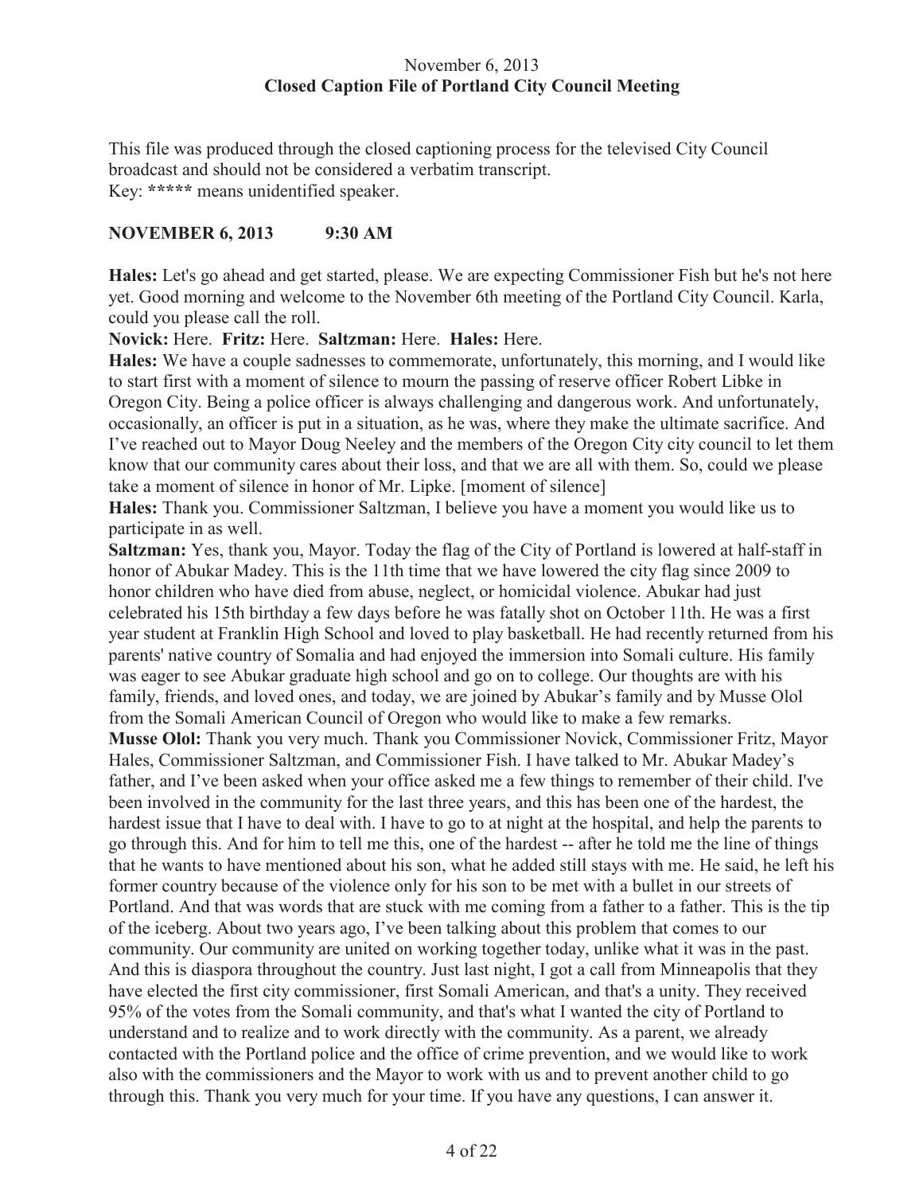November 6, 2013
**Closed Caption File of Portland City Council Meeting**

This file was produced through the closed captioning process for the televised City Council broadcast and should not be considered a verbatim transcript.
Key: ***** means unidentified speaker.

**NOVEMBER 6, 2013 9:30 AM**

**Hales:** Let's go ahead and get started, please. We are expecting Commissioner Fish but he's not here yet. Good morning and welcome to the November 6th meeting of the Portland City Council. Karla, could you please call the roll.

**Novick:** Here. **Fritz:** Here. **Saltzman:** Here. **Hales:** Here.

**Hales:** We have a couple sadnesses to commemorate, unfortunately, this morning, and I would like to start first with a moment of silence to mourn the passing of reserve officer Robert Libke in Oregon City. Being a police officer is always challenging and dangerous work. And unfortunately, occasionally, an officer is put in a situation, as he was, where they make the ultimate sacrifice. And I've reached out to Mayor Doug Neeley and the members of the Oregon City city council to let them know that our community cares about their loss, and that we are all with them. So, could we please take a moment of silence in honor of Mr. Lipke. [moment of silence]

**Hales:** Thank you. Commissioner Saltzman, I believe you have a moment you would like us to participate in as well.

**Saltzman:** Yes, thank you, Mayor. Today the flag of the City of Portland is lowered at half-staff in honor of Abukar Madey. This is the 11th time that we have lowered the city flag since 2009 to honor children who have died from abuse, neglect, or homicidal violence. Abukar had just celebrated his 15th birthday a few days before he was fatally shot on October 11th. He was a first year student at Franklin High School and loved to play basketball. He had recently returned from his parents' native country of Somalia and had enjoyed the immersion into Somali culture. His family was eager to see Abukar graduate high school and go on to college. Our thoughts are with his family, friends, and loved ones, and today, we are joined by Abukar's family and by Musse Olol from the Somali American Council of Oregon who would like to make a few remarks.

**Musse Olol:** Thank you very much. Thank you Commissioner Novick, Commissioner Fritz, Mayor Hales, Commissioner Saltzman, and Commissioner Fish. I have talked to Mr. Abukar Madey's father, and I've been asked when your office asked me a few things to remember of their child. I've been involved in the community for the last three years, and this has been one of the hardest, the hardest issue that I have to deal with. I have to go to at night at the hospital, and help the parents to go through this. And for him to tell me this, one of the hardest -- after he told me the line of things that he wants to have mentioned about his son, what he added still stays with me. He said, he left his former country because of the violence only for his son to be met with a bullet in our streets of Portland. And that was words that are stuck with me coming from a father to a father. This is the tip of the iceberg. About two years ago, I've been talking about this problem that comes to our community. Our community are united on working together today, unlike what it was in the past. And this is diaspora throughout the country. Just last night, I got a call from Minneapolis that they have elected the first city commissioner, first Somali American, and that's a unity. They received 95% of the votes from the Somali community, and that's what I wanted the city of Portland to understand and to realize and to work directly with the community. As a parent, we already contacted with the Portland police and the office of crime prevention, and we would like to work also with the commissioners and the Mayor to work with us and to prevent another child to go through this. Thank you very much for your time. If you have any questions, I can answer it.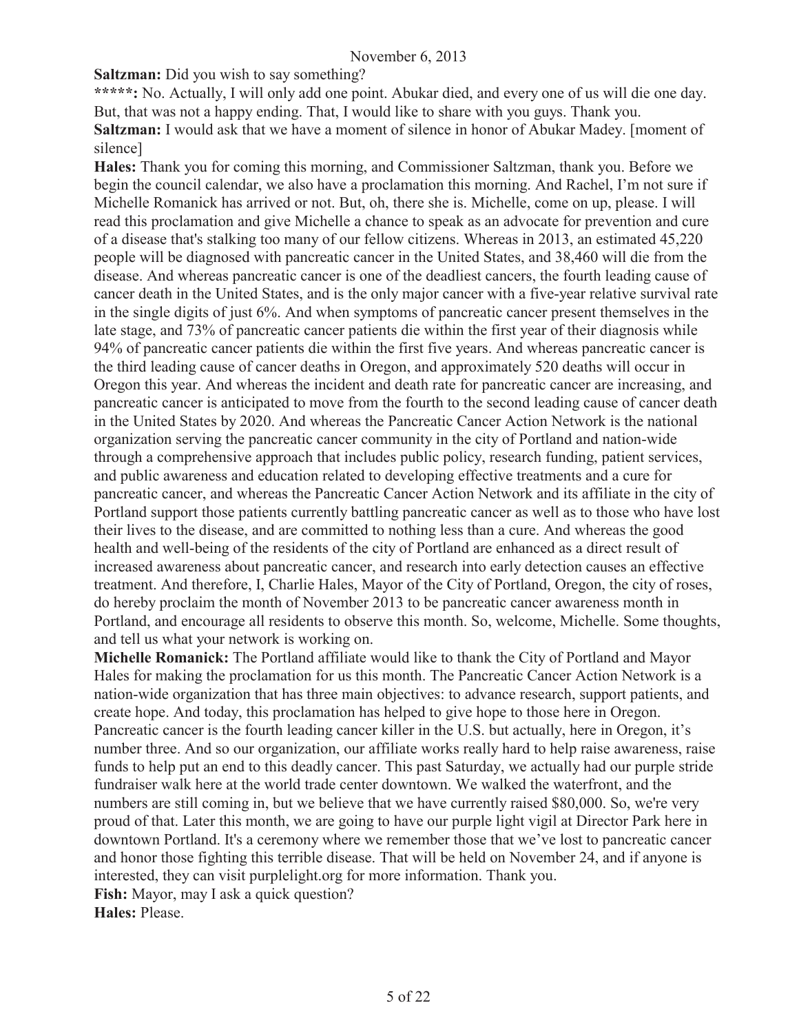**Saltzman:** Did you wish to say something?

*****: No. Actually, I will only add one point. Abukar died, and every one of us will die one day. But, that was not a happy ending. That, I would like to share with you guys. Thank you.

**Saltzman:** I would ask that we have a moment of silence in honor of Abukar Madey. [moment of silence]

**Hales:** Thank you for coming this morning, and Commissioner Saltzman, thank you. Before we begin the council calendar, we also have a proclamation this morning. And Rachel, I'm not sure if Michelle Romanick has arrived or not. But, oh, there she is. Michelle, come on up, please. I will read this proclamation and give Michelle a chance to speak as an advocate for prevention and cure of a disease that's stalking too many of our fellow citizens. Whereas in 2013, an estimated 45,220 people will be diagnosed with pancreatic cancer in the United States, and 38,460 will die from the disease. And whereas pancreatic cancer is one of the deadliest cancers, the fourth leading cause of cancer death in the United States, and is the only major cancer with a five-year relative survival rate in the single digits of just 6%. And when symptoms of pancreatic cancer present themselves in the late stage, and 73% of pancreatic cancer patients die within the first year of their diagnosis while 94% of pancreatic cancer patients die within the first five years. And whereas pancreatic cancer is the third leading cause of cancer deaths in Oregon, and approximately 520 deaths will occur in Oregon this year. And whereas the incident and death rate for pancreatic cancer are increasing, and pancreatic cancer is anticipated to move from the fourth to the second leading cause of cancer death in the United States by 2020. And whereas the Pancreatic Cancer Action Network is the national organization serving the pancreatic cancer community in the city of Portland and nation-wide through a comprehensive approach that includes public policy, research funding, patient services, and public awareness and education related to developing effective treatments and a cure for pancreatic cancer, and whereas the Pancreatic Cancer Action Network and its affiliate in the city of Portland support those patients currently battling pancreatic cancer as well as to those who have lost their lives to the disease, and are committed to nothing less than a cure. And whereas the good health and well-being of the residents of the city of Portland are enhanced as a direct result of increased awareness about pancreatic cancer, and research into early detection causes an effective treatment. And therefore, I, Charlie Hales, Mayor of the City of Portland, Oregon, the city of roses, do hereby proclaim the month of November 2013 to be pancreatic cancer awareness month in Portland, and encourage all residents to observe this month. So, welcome, Michelle. Some thoughts, and tell us what your network is working on.

**Michelle Romanick:** The Portland affiliate would like to thank the City of Portland and Mayor Hales for making the proclamation for us this month. The Pancreatic Cancer Action Network is a nation-wide organization that has three main objectives: to advance research, support patients, and create hope. And today, this proclamation has helped to give hope to those here in Oregon. Pancreatic cancer is the fourth leading cancer killer in the U.S. but actually, here in Oregon, it's number three. And so our organization, our affiliate works really hard to help raise awareness, raise funds to help put an end to this deadly cancer. This past Saturday, we actually had our purple stride fundraiser walk here at the world trade center downtown. We walked the waterfront, and the numbers are still coming in, but we believe that we have currently raised $80,000. So, we're very proud of that. Later this month, we are going to have our purple light vigil at Director Park here in downtown Portland. It's a ceremony where we remember those that we've lost to pancreatic cancer and honor those fighting this terrible disease. That will be held on November 24, and if anyone is interested, they can visit purplelight.org for more information. Thank you.

**Fish:** Mayor, may I ask a quick question?

**Hales:** Please.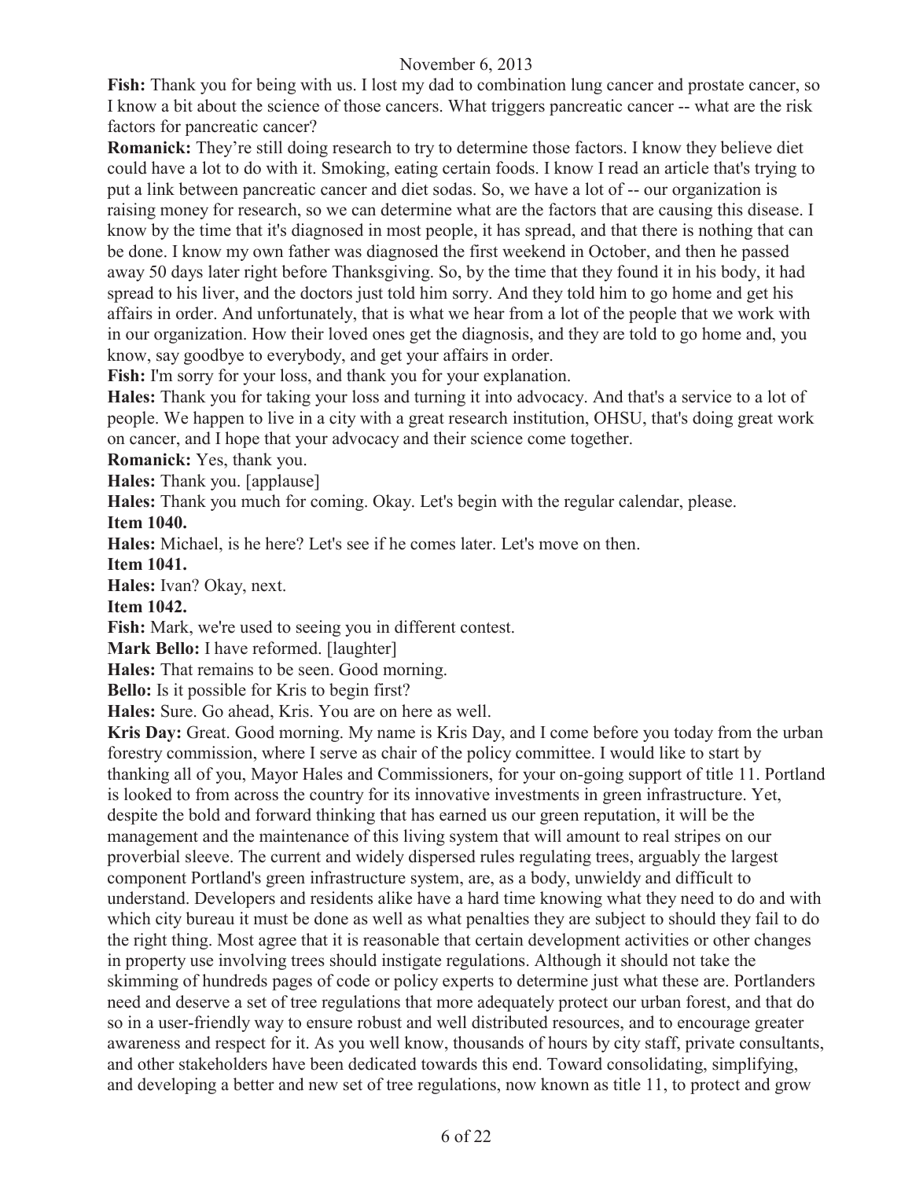**Fish:** Thank you for being with us. I lost my dad to combination lung cancer and prostate cancer, so I know a bit about the science of those cancers. What triggers pancreatic cancer -- what are the risk factors for pancreatic cancer?

**Romanick:** They're still doing research to try to determine those factors. I know they believe diet could have a lot to do with it. Smoking, eating certain foods. I know I read an article that's trying to put a link between pancreatic cancer and diet sodas. So, we have a lot of -- our organization is raising money for research, so we can determine what are the factors that are causing this disease. I know by the time that it's diagnosed in most people, it has spread, and that there is nothing that can be done. I know my own father was diagnosed the first weekend in October, and then he passed away 50 days later right before Thanksgiving. So, by the time that they found it in his body, it had spread to his liver, and the doctors just told him sorry. And they told him to go home and get his affairs in order. And unfortunately, that is what we hear from a lot of the people that we work with in our organization. How their loved ones get the diagnosis, and they are told to go home and, you know, say goodbye to everybody, and get your affairs in order.

**Fish:** I'm sorry for your loss, and thank you for your explanation.

**Hales:** Thank you for taking your loss and turning it into advocacy. And that's a service to a lot of people. We happen to live in a city with a great research institution, OHSU, that's doing great work on cancer, and I hope that your advocacy and their science come together.

**Romanick:** Yes, thank you.

**Hales:** Thank you. [applause]

**Hales:** Thank you much for coming. Okay. Let's begin with the regular calendar, please.

**Item 1040.**

**Hales:** Michael, is he here? Let's see if he comes later. Let's move on then.

**Item 1041.**

**Hales:** Ivan? Okay, next.

**Item 1042.**

**Fish:** Mark, we're used to seeing you in different contest.

**Mark Bello:** I have reformed. [laughter]

**Hales:** That remains to be seen. Good morning.

**Bello:** Is it possible for Kris to begin first?

**Hales:** Sure. Go ahead, Kris. You are on here as well.

**Kris Day:** Great. Good morning. My name is Kris Day, and I come before you today from the urban forestry commission, where I serve as chair of the policy committee. I would like to start by thanking all of you, Mayor Hales and Commissioners, for your on-going support of title 11. Portland is looked to from across the country for its innovative investments in green infrastructure. Yet, despite the bold and forward thinking that has earned us our green reputation, it will be the management and the maintenance of this living system that will amount to real stripes on our proverbial sleeve. The current and widely dispersed rules regulating trees, arguably the largest component Portland's green infrastructure system, are, as a body, unwieldy and difficult to understand. Developers and residents alike have a hard time knowing what they need to do and with which city bureau it must be done as well as what penalties they are subject to should they fail to do the right thing. Most agree that it is reasonable that certain development activities or other changes in property use involving trees should instigate regulations. Although it should not take the skimming of hundreds pages of code or policy experts to determine just what these are. Portlanders need and deserve a set of tree regulations that more adequately protect our urban forest, and that do so in a user-friendly way to ensure robust and well distributed resources, and to encourage greater awareness and respect for it. As you well know, thousands of hours by city staff, private consultants, and other stakeholders have been dedicated towards this end. Toward consolidating, simplifying, and developing a better and new set of tree regulations, now known as title 11, to protect and grow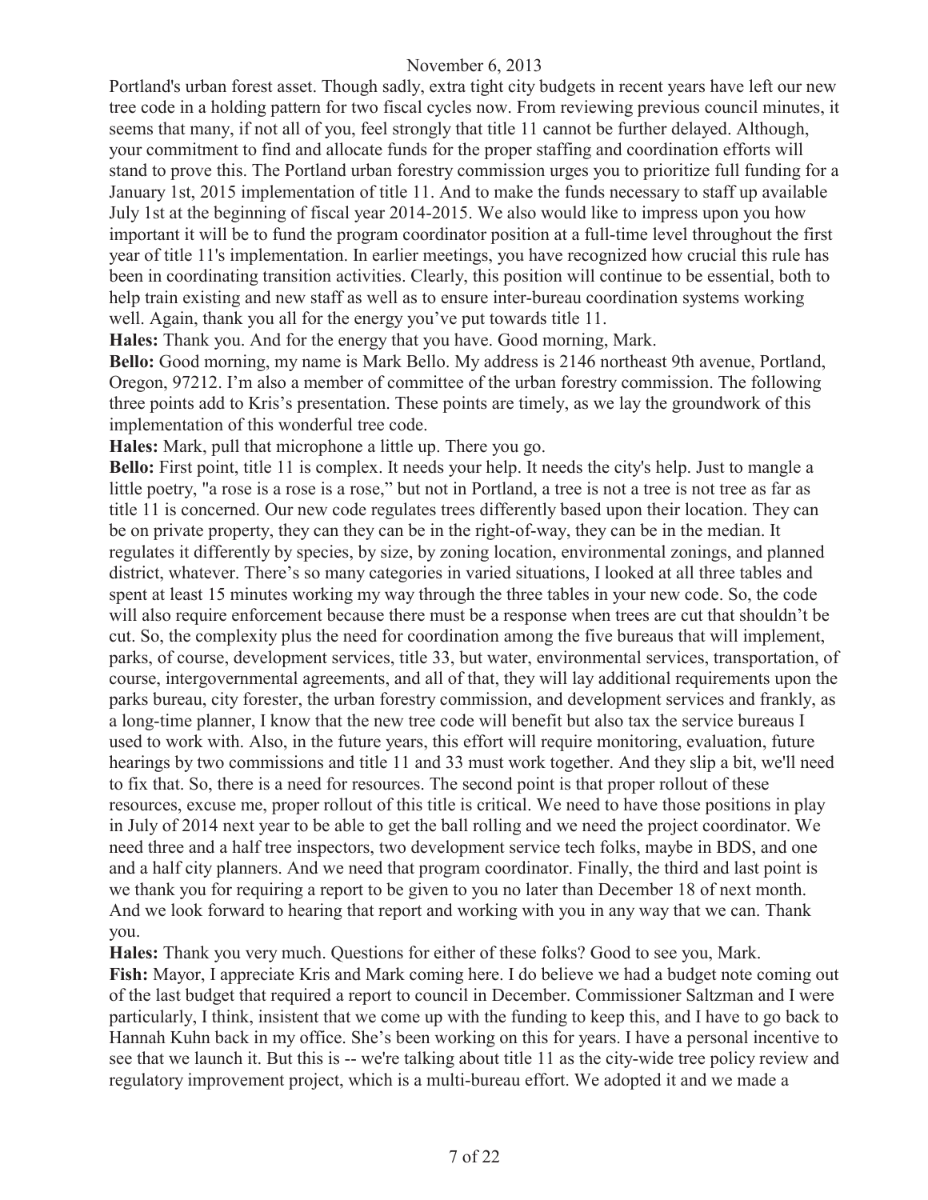Portland's urban forest asset. Though sadly, extra tight city budgets in recent years have left our new tree code in a holding pattern for two fiscal cycles now. From reviewing previous council minutes, it seems that many, if not all of you, feel strongly that title 11 cannot be further delayed. Although, your commitment to find and allocate funds for the proper staffing and coordination efforts will stand to prove this. The Portland urban forestry commission urges you to prioritize full funding for a January 1st, 2015 implementation of title 11. And to make the funds necessary to staff up available July 1st at the beginning of fiscal year 2014-2015. We also would like to impress upon you how important it will be to fund the program coordinator position at a full-time level throughout the first year of title 11's implementation. In earlier meetings, you have recognized how crucial this rule has been in coordinating transition activities. Clearly, this position will continue to be essential, both to help train existing and new staff as well as to ensure inter-bureau coordination systems working well. Again, thank you all for the energy you've put towards title 11.

**Hales:** Thank you. And for the energy that you have. Good morning, Mark.

**Bello:** Good morning, my name is Mark Bello. My address is 2146 northeast 9th avenue, Portland, Oregon, 97212. I'm also a member of committee of the urban forestry commission. The following three points add to Kris's presentation. These points are timely, as we lay the groundwork of this implementation of this wonderful tree code.

**Hales:** Mark, pull that microphone a little up. There you go.

**Bello:** First point, title 11 is complex. It needs your help. It needs the city's help. Just to mangle a little poetry, "a rose is a rose is a rose," but not in Portland, a tree is not a tree is not tree as far as title 11 is concerned. Our new code regulates trees differently based upon their location. They can be on private property, they can they can be in the right-of-way, they can be in the median. It regulates it differently by species, by size, by zoning location, environmental zonings, and planned district, whatever. There's so many categories in varied situations, I looked at all three tables and spent at least 15 minutes working my way through the three tables in your new code. So, the code will also require enforcement because there must be a response when trees are cut that shouldn't be cut. So, the complexity plus the need for coordination among the five bureaus that will implement, parks, of course, development services, title 33, but water, environmental services, transportation, of course, intergovernmental agreements, and all of that, they will lay additional requirements upon the parks bureau, city forester, the urban forestry commission, and development services and frankly, as a long-time planner, I know that the new tree code will benefit but also tax the service bureaus I used to work with. Also, in the future years, this effort will require monitoring, evaluation, future hearings by two commissions and title 11 and 33 must work together. And they slip a bit, we'll need to fix that. So, there is a need for resources. The second point is that proper rollout of these resources, excuse me, proper rollout of this title is critical. We need to have those positions in play in July of 2014 next year to be able to get the ball rolling and we need the project coordinator. We need three and a half tree inspectors, two development service tech folks, maybe in BDS, and one and a half city planners. And we need that program coordinator. Finally, the third and last point is we thank you for requiring a report to be given to you no later than December 18 of next month. And we look forward to hearing that report and working with you in any way that we can. Thank you.

**Hales:** Thank you very much. Questions for either of these folks? Good to see you, Mark.

**Fish:** Mayor, I appreciate Kris and Mark coming here. I do believe we had a budget note coming out of the last budget that required a report to council in December. Commissioner Saltzman and I were particularly, I think, insistent that we come up with the funding to keep this, and I have to go back to Hannah Kuhn back in my office. She's been working on this for years. I have a personal incentive to see that we launch it. But this is -- we're talking about title 11 as the city-wide tree policy review and regulatory improvement project, which is a multi-bureau effort. We adopted it and we made a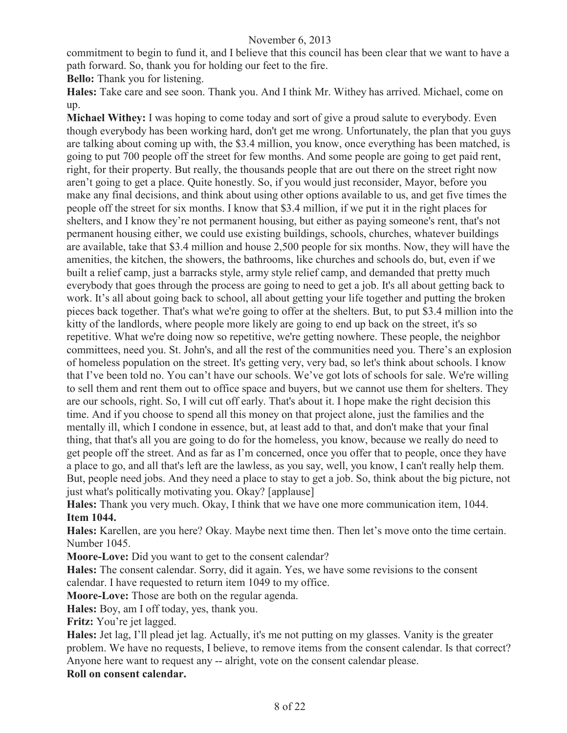commitment to begin to fund it, and I believe that this council has been clear that we want to have a path forward. So, thank you for holding our feet to the fire.

**Bello:** Thank you for listening.

**Hales:** Take care and see soon. Thank you. And I think Mr. Withey has arrived. Michael, come on up.

**Michael Withey:** I was hoping to come today and sort of give a proud salute to everybody. Even though everybody has been working hard, don't get me wrong. Unfortunately, the plan that you guys are talking about coming up with, the $3.4 million, you know, once everything has been matched, is going to put 700 people off the street for few months. And some people are going to get paid rent, right, for their property. But really, the thousands people that are out there on the street right now aren't going to get a place. Quite honestly. So, if you would just reconsider, Mayor, before you make any final decisions, and think about using other options available to us, and get five times the people off the street for six months. I know that $3.4 million, if we put it in the right places for shelters, and I know they're not permanent housing, but either as paying someone's rent, that's not permanent housing either, we could use existing buildings, schools, churches, whatever buildings are available, take that $3.4 million and house 2,500 people for six months. Now, they will have the amenities, the kitchen, the showers, the bathrooms, like churches and schools do, but, even if we built a relief camp, just a barracks style, army style relief camp, and demanded that pretty much everybody that goes through the process are going to need to get a job. It's all about getting back to work. It's all about going back to school, all about getting your life together and putting the broken pieces back together. That's what we're going to offer at the shelters. But, to put $3.4 million into the kitty of the landlords, where people more likely are going to end up back on the street, it's so repetitive. What we're doing now so repetitive, we're getting nowhere. These people, the neighbor committees, need you. St. John's, and all the rest of the communities need you. There's an explosion of homeless population on the street. It's getting very, very bad, so let's think about schools. I know that I've been told no. You can't have our schools. We've got lots of schools for sale. We're willing to sell them and rent them out to office space and buyers, but we cannot use them for shelters. They are our schools, right. So, I will cut off early. That's about it. I hope make the right decision this time. And if you choose to spend all this money on that project alone, just the families and the mentally ill, which I condone in essence, but, at least add to that, and don't make that your final thing, that that's all you are going to do for the homeless, you know, because we really do need to get people off the street. And as far as I'm concerned, once you offer that to people, once they have a place to go, and all that's left are the lawless, as you say, well, you know, I can't really help them. But, people need jobs. And they need a place to stay to get a job. So, think about the big picture, not just what's politically motivating you. Okay? [applause]

**Hales:** Thank you very much. Okay, I think that we have one more communication item, 1044.

**Item 1044.**

**Hales:** Karellen, are you here? Okay. Maybe next time then. Then let's move onto the time certain. Number 1045.

**Moore-Love:** Did you want to get to the consent calendar?

**Hales:** The consent calendar. Sorry, did it again. Yes, we have some revisions to the consent calendar. I have requested to return item 1049 to my office.

**Moore-Love:** Those are both on the regular agenda.

**Hales:** Boy, am I off today, yes, thank you.

**Fritz:** You're jet lagged.

**Hales:** Jet lag, I'll plead jet lag. Actually, it's me not putting on my glasses. Vanity is the greater problem. We have no requests, I believe, to remove items from the consent calendar. Is that correct? Anyone here want to request any -- alright, vote on the consent calendar please.

**Roll on consent calendar.**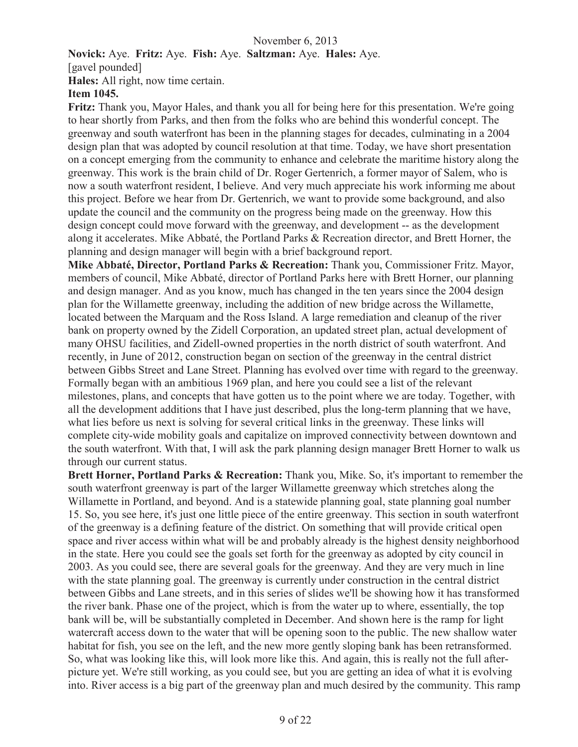November 6, 2013

**Novick:** Aye. **Fritz:** Aye. **Fish:** Aye. **Saltzman:** Aye. **Hales:** Aye.

[gavel pounded]

**Hales:** All right, now time certain.

**Item 1045.**

**Fritz:** Thank you, Mayor Hales, and thank you all for being here for this presentation. We're going to hear shortly from Parks, and then from the folks who are behind this wonderful concept. The greenway and south waterfront has been in the planning stages for decades, culminating in a 2004 design plan that was adopted by council resolution at that time. Today, we have short presentation on a concept emerging from the community to enhance and celebrate the maritime history along the greenway. This work is the brain child of Dr. Roger Gertenrich, a former mayor of Salem, who is now a south waterfront resident, I believe. And very much appreciate his work informing me about this project. Before we hear from Dr. Gertenrich, we want to provide some background, and also update the council and the community on the progress being made on the greenway. How this design concept could move forward with the greenway, and development -- as the development along it accelerates. Mike Abbaté, the Portland Parks & Recreation director, and Brett Horner, the planning and design manager will begin with a brief background report.

**Mike Abbaté, Director, Portland Parks & Recreation:** Thank you, Commissioner Fritz. Mayor, members of council, Mike Abbaté, director of Portland Parks here with Brett Horner, our planning and design manager. And as you know, much has changed in the ten years since the 2004 design plan for the Willamette greenway, including the addition of new bridge across the Willamette, located between the Marquam and the Ross Island. A large remediation and cleanup of the river bank on property owned by the Zidell Corporation, an updated street plan, actual development of many OHSU facilities, and Zidell-owned properties in the north district of south waterfront. And recently, in June of 2012, construction began on section of the greenway in the central district between Gibbs Street and Lane Street. Planning has evolved over time with regard to the greenway. Formally began with an ambitious 1969 plan, and here you could see a list of the relevant milestones, plans, and concepts that have gotten us to the point where we are today. Together, with all the development additions that I have just described, plus the long-term planning that we have, what lies before us next is solving for several critical links in the greenway. These links will complete city-wide mobility goals and capitalize on improved connectivity between downtown and the south waterfront. With that, I will ask the park planning design manager Brett Horner to walk us through our current status.

**Brett Horner, Portland Parks & Recreation:** Thank you, Mike. So, it's important to remember the south waterfront greenway is part of the larger Willamette greenway which stretches along the Willamette in Portland, and beyond. And is a statewide planning goal, state planning goal number 15. So, you see here, it's just one little piece of the entire greenway. This section in south waterfront of the greenway is a defining feature of the district. On something that will provide critical open space and river access within what will be and probably already is the highest density neighborhood in the state. Here you could see the goals set forth for the greenway as adopted by city council in 2003. As you could see, there are several goals for the greenway. And they are very much in line with the state planning goal. The greenway is currently under construction in the central district between Gibbs and Lane streets, and in this series of slides we'll be showing how it has transformed the river bank. Phase one of the project, which is from the water up to where, essentially, the top bank will be, will be substantially completed in December. And shown here is the ramp for light watercraft access down to the water that will be opening soon to the public. The new shallow water habitat for fish, you see on the left, and the new more gently sloping bank has been retransformed. So, what was looking like this, will look more like this. And again, this is really not the full after-picture yet. We're still working, as you could see, but you are getting an idea of what it is evolving into. River access is a big part of the greenway plan and much desired by the community. This ramp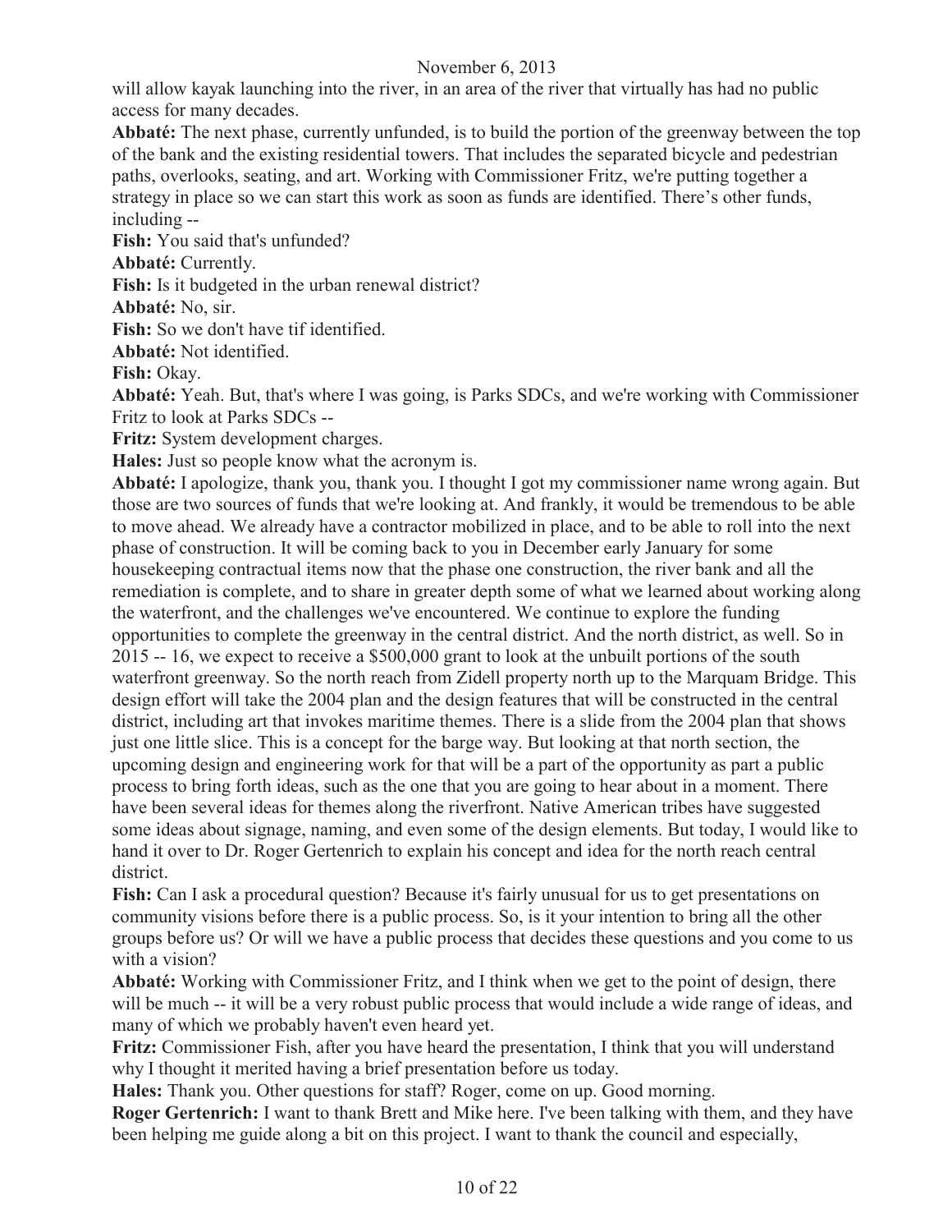will allow kayak launching into the river, in an area of the river that virtually has had no public access for many decades.

**Abbaté:** The next phase, currently unfunded, is to build the portion of the greenway between the top of the bank and the existing residential towers. That includes the separated bicycle and pedestrian paths, overlooks, seating, and art. Working with Commissioner Fritz, we're putting together a strategy in place so we can start this work as soon as funds are identified. There's other funds, including --

**Fish:** You said that's unfunded?

**Abbaté:** Currently.

**Fish:** Is it budgeted in the urban renewal district?

**Abbaté:** No, sir.

**Fish:** So we don't have tif identified.

**Abbaté:** Not identified.

**Fish:** Okay.

**Abbaté:** Yeah. But, that's where I was going, is Parks SDCs, and we're working with Commissioner Fritz to look at Parks SDCs --

**Fritz:** System development charges.

**Hales:** Just so people know what the acronym is.

**Abbaté:** I apologize, thank you, thank you. I thought I got my commissioner name wrong again. But those are two sources of funds that we're looking at. And frankly, it would be tremendous to be able to move ahead. We already have a contractor mobilized in place, and to be able to roll into the next phase of construction. It will be coming back to you in December early January for some housekeeping contractual items now that the phase one construction, the river bank and all the remediation is complete, and to share in greater depth some of what we learned about working along the waterfront, and the challenges we've encountered. We continue to explore the funding opportunities to complete the greenway in the central district. And the north district, as well. So in 2015 -- 16, we expect to receive a $500,000 grant to look at the unbuilt portions of the south waterfront greenway. So the north reach from Zidell property north up to the Marquam Bridge. This design effort will take the 2004 plan and the design features that will be constructed in the central district, including art that invokes maritime themes. There is a slide from the 2004 plan that shows just one little slice. This is a concept for the barge way. But looking at that north section, the upcoming design and engineering work for that will be a part of the opportunity as part a public process to bring forth ideas, such as the one that you are going to hear about in a moment. There have been several ideas for themes along the riverfront. Native American tribes have suggested some ideas about signage, naming, and even some of the design elements. But today, I would like to hand it over to Dr. Roger Gertenrich to explain his concept and idea for the north reach central district.

**Fish:** Can I ask a procedural question? Because it's fairly unusual for us to get presentations on community visions before there is a public process. So, is it your intention to bring all the other groups before us? Or will we have a public process that decides these questions and you come to us with a vision?

**Abbaté:** Working with Commissioner Fritz, and I think when we get to the point of design, there will be much -- it will be a very robust public process that would include a wide range of ideas, and many of which we probably haven't even heard yet.

**Fritz:** Commissioner Fish, after you have heard the presentation, I think that you will understand why I thought it merited having a brief presentation before us today.

**Hales:** Thank you. Other questions for staff? Roger, come on up. Good morning.

**Roger Gertenrich:** I want to thank Brett and Mike here. I've been talking with them, and they have been helping me guide along a bit on this project. I want to thank the council and especially,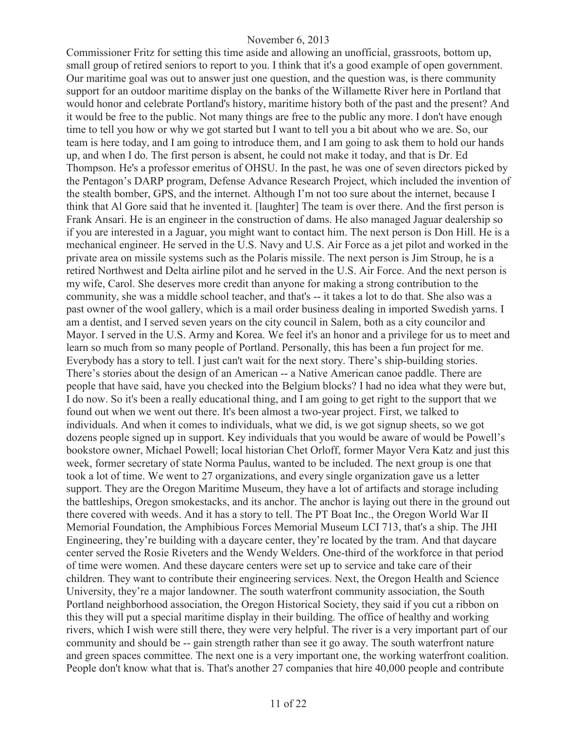Commissioner Fritz for setting this time aside and allowing an unofficial, grassroots, bottom up, small group of retired seniors to report to you. I think that it's a good example of open government. Our maritime goal was out to answer just one question, and the question was, is there community support for an outdoor maritime display on the banks of the Willamette River here in Portland that would honor and celebrate Portland's history, maritime history both of the past and the present? And it would be free to the public. Not many things are free to the public any more. I don't have enough time to tell you how or why we got started but I want to tell you a bit about who we are. So, our team is here today, and I am going to introduce them, and I am going to ask them to hold our hands up, and when I do. The first person is absent, he could not make it today, and that is Dr. Ed Thompson. He's a professor emeritus of OHSU. In the past, he was one of seven directors picked by the Pentagon's DARP program, Defense Advance Research Project, which included the invention of the stealth bomber, GPS, and the internet. Although I'm not too sure about the internet, because I think that Al Gore said that he invented it. [laughter] The team is over there. And the first person is Frank Ansari. He is an engineer in the construction of dams. He also managed Jaguar dealership so if you are interested in a Jaguar, you might want to contact him. The next person is Don Hill. He is a mechanical engineer. He served in the U.S. Navy and U.S. Air Force as a jet pilot and worked in the private area on missile systems such as the Polaris missile. The next person is Jim Stroup, he is a retired Northwest and Delta airline pilot and he served in the U.S. Air Force. And the next person is my wife, Carol. She deserves more credit than anyone for making a strong contribution to the community, she was a middle school teacher, and that's -- it takes a lot to do that. She also was a past owner of the wool gallery, which is a mail order business dealing in imported Swedish yarns. I am a dentist, and I served seven years on the city council in Salem, both as a city councilor and Mayor. I served in the U.S. Army and Korea. We feel it's an honor and a privilege for us to meet and learn so much from so many people of Portland. Personally, this has been a fun project for me. Everybody has a story to tell. I just can't wait for the next story. There's ship-building stories. There's stories about the design of an American -- a Native American canoe paddle. There are people that have said, have you checked into the Belgium blocks? I had no idea what they were but, I do now. So it's been a really educational thing, and I am going to get right to the support that we found out when we went out there. It's been almost a two-year project. First, we talked to individuals. And when it comes to individuals, what we did, is we got signup sheets, so we got dozens people signed up in support. Key individuals that you would be aware of would be Powell's bookstore owner, Michael Powell; local historian Chet Orloff, former Mayor Vera Katz and just this week, former secretary of state Norma Paulus, wanted to be included. The next group is one that took a lot of time. We went to 27 organizations, and every single organization gave us a letter support. They are the Oregon Maritime Museum, they have a lot of artifacts and storage including the battleships, Oregon smokestacks, and its anchor. The anchor is laying out there in the ground out there covered with weeds. And it has a story to tell. The PT Boat Inc., the Oregon World War II Memorial Foundation, the Amphibious Forces Memorial Museum LCI 713, that's a ship. The JHI Engineering, they're building with a daycare center, they're located by the tram. And that daycare center served the Rosie Riveters and the Wendy Welders. One-third of the workforce in that period of time were women. And these daycare centers were set up to service and take care of their children. They want to contribute their engineering services. Next, the Oregon Health and Science University, they're a major landowner. The south waterfront community association, the South Portland neighborhood association, the Oregon Historical Society, they said if you cut a ribbon on this they will put a special maritime display in their building. The office of healthy and working rivers, which I wish were still there, they were very helpful. The river is a very important part of our community and should be -- gain strength rather than see it go away. The south waterfront nature and green spaces committee. The next one is a very important one, the working waterfront coalition. People don't know what that is. That's another 27 companies that hire 40,000 people and contribute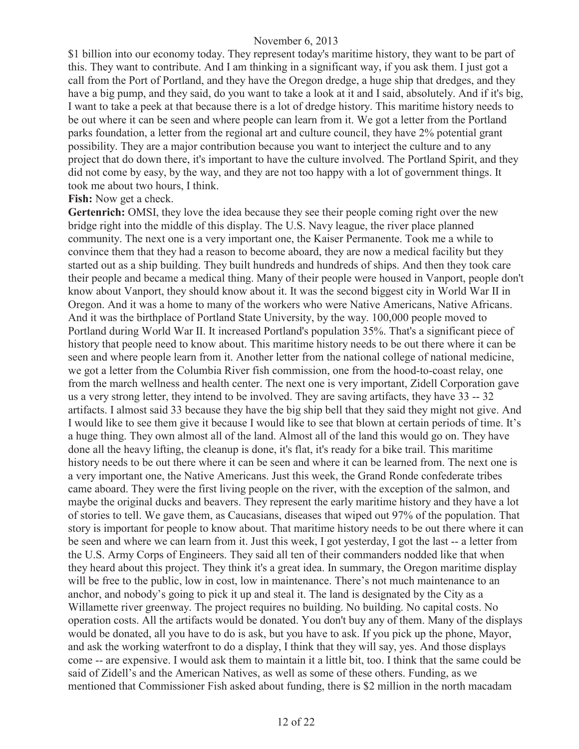$1 billion into our economy today. They represent today's maritime history, they want to be part of this. They want to contribute. And I am thinking in a significant way, if you ask them. I just got a call from the Port of Portland, and they have the Oregon dredge, a huge ship that dredges, and they have a big pump, and they said, do you want to take a look at it and I said, absolutely. And if it's big, I want to take a peek at that because there is a lot of dredge history. This maritime history needs to be out where it can be seen and where people can learn from it. We got a letter from the Portland parks foundation, a letter from the regional art and culture council, they have 2% potential grant possibility. They are a major contribution because you want to interject the culture and to any project that do down there, it's important to have the culture involved. The Portland Spirit, and they did not come by easy, by the way, and they are not too happy with a lot of government things. It took me about two hours, I think.

**Fish:** Now get a check.

**Gertenrich:** OMSI, they love the idea because they see their people coming right over the new bridge right into the middle of this display. The U.S. Navy league, the river place planned community. The next one is a very important one, the Kaiser Permanente. Took me a while to convince them that they had a reason to become aboard, they are now a medical facility but they started out as a ship building. They built hundreds and hundreds of ships. And then they took care their people and became a medical thing. Many of their people were housed in Vanport, people don't know about Vanport, they should know about it. It was the second biggest city in World War II in Oregon. And it was a home to many of the workers who were Native Americans, Native Africans. And it was the birthplace of Portland State University, by the way. 100,000 people moved to Portland during World War II. It increased Portland's population 35%. That's a significant piece of history that people need to know about. This maritime history needs to be out there where it can be seen and where people learn from it. Another letter from the national college of national medicine, we got a letter from the Columbia River fish commission, one from the hood-to-coast relay, one from the march wellness and health center. The next one is very important, Zidell Corporation gave us a very strong letter, they intend to be involved. They are saving artifacts, they have 33 -- 32 artifacts. I almost said 33 because they have the big ship bell that they said they might not give. And I would like to see them give it because I would like to see that blown at certain periods of time. It's a huge thing. They own almost all of the land. Almost all of the land this would go on. They have done all the heavy lifting, the cleanup is done, it's flat, it's ready for a bike trail. This maritime history needs to be out there where it can be seen and where it can be learned from. The next one is a very important one, the Native Americans. Just this week, the Grand Ronde confederate tribes came aboard. They were the first living people on the river, with the exception of the salmon, and maybe the original ducks and beavers. They represent the early maritime history and they have a lot of stories to tell. We gave them, as Caucasians, diseases that wiped out 97% of the population. That story is important for people to know about. That maritime history needs to be out there where it can be seen and where we can learn from it. Just this week, I got yesterday, I got the last -- a letter from the U.S. Army Corps of Engineers. They said all ten of their commanders nodded like that when they heard about this project. They think it's a great idea. In summary, the Oregon maritime display will be free to the public, low in cost, low in maintenance. There's not much maintenance to an anchor, and nobody's going to pick it up and steal it. The land is designated by the City as a Willamette river greenway. The project requires no building. No building. No capital costs. No operation costs. All the artifacts would be donated. You don't buy any of them. Many of the displays would be donated, all you have to do is ask, but you have to ask. If you pick up the phone, Mayor, and ask the working waterfront to do a display, I think that they will say, yes. And those displays come -- are expensive. I would ask them to maintain it a little bit, too. I think that the same could be said of Zidell's and the American Natives, as well as some of these others. Funding, as we mentioned that Commissioner Fish asked about funding, there is $2 million in the north macadam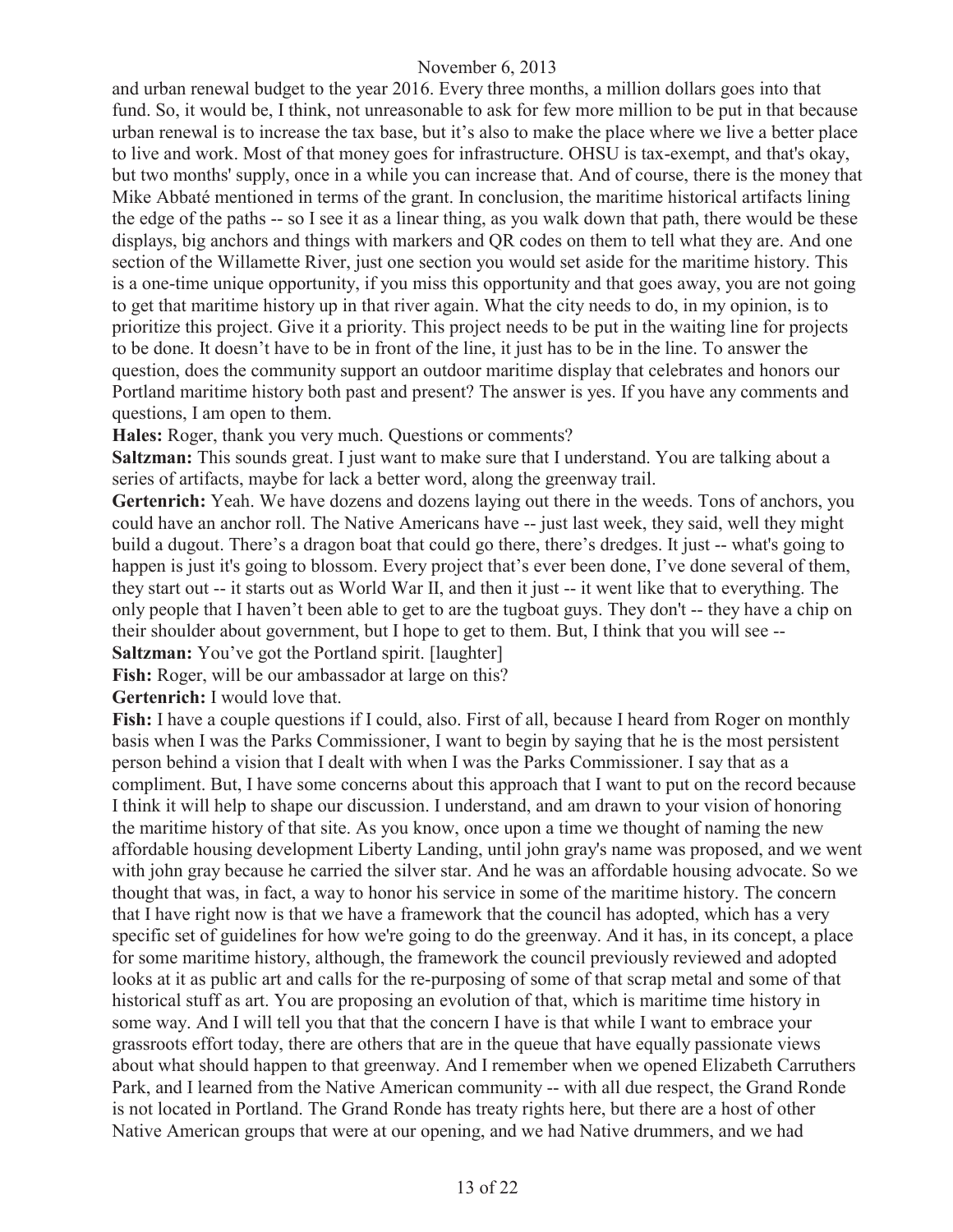and urban renewal budget to the year 2016. Every three months, a million dollars goes into that fund. So, it would be, I think, not unreasonable to ask for few more million to be put in that because urban renewal is to increase the tax base, but it's also to make the place where we live a better place to live and work. Most of that money goes for infrastructure. OHSU is tax-exempt, and that's okay, but two months' supply, once in a while you can increase that. And of course, there is the money that Mike Abbaté mentioned in terms of the grant. In conclusion, the maritime historical artifacts lining the edge of the paths -- so I see it as a linear thing, as you walk down that path, there would be these displays, big anchors and things with markers and QR codes on them to tell what they are. And one section of the Willamette River, just one section you would set aside for the maritime history. This is a one-time unique opportunity, if you miss this opportunity and that goes away, you are not going to get that maritime history up in that river again. What the city needs to do, in my opinion, is to prioritize this project. Give it a priority. This project needs to be put in the waiting line for projects to be done. It doesn't have to be in front of the line, it just has to be in the line. To answer the question, does the community support an outdoor maritime display that celebrates and honors our Portland maritime history both past and present? The answer is yes. If you have any comments and questions, I am open to them.

**Hales:** Roger, thank you very much. Questions or comments?

**Saltzman:** This sounds great. I just want to make sure that I understand. You are talking about a series of artifacts, maybe for lack a better word, along the greenway trail.

**Gertenrich:** Yeah. We have dozens and dozens laying out there in the weeds. Tons of anchors, you could have an anchor roll. The Native Americans have -- just last week, they said, well they might build a dugout. There's a dragon boat that could go there, there's dredges. It just -- what's going to happen is just it's going to blossom. Every project that's ever been done, I've done several of them, they start out -- it starts out as World War II, and then it just -- it went like that to everything. The only people that I haven't been able to get to are the tugboat guys. They don't -- they have a chip on their shoulder about government, but I hope to get to them. But, I think that you will see --

**Saltzman:** You've got the Portland spirit. [laughter]

**Fish:** Roger, will be our ambassador at large on this?

**Gertenrich:** I would love that.

**Fish:** I have a couple questions if I could, also. First of all, because I heard from Roger on monthly basis when I was the Parks Commissioner, I want to begin by saying that he is the most persistent person behind a vision that I dealt with when I was the Parks Commissioner. I say that as a compliment. But, I have some concerns about this approach that I want to put on the record because I think it will help to shape our discussion. I understand, and am drawn to your vision of honoring the maritime history of that site. As you know, once upon a time we thought of naming the new affordable housing development Liberty Landing, until john gray's name was proposed, and we went with john gray because he carried the silver star. And he was an affordable housing advocate. So we thought that was, in fact, a way to honor his service in some of the maritime history. The concern that I have right now is that we have a framework that the council has adopted, which has a very specific set of guidelines for how we're going to do the greenway. And it has, in its concept, a place for some maritime history, although, the framework the council previously reviewed and adopted looks at it as public art and calls for the re-purposing of some of that scrap metal and some of that historical stuff as art. You are proposing an evolution of that, which is maritime time history in some way. And I will tell you that that the concern I have is that while I want to embrace your grassroots effort today, there are others that are in the queue that have equally passionate views about what should happen to that greenway. And I remember when we opened Elizabeth Carruthers Park, and I learned from the Native American community -- with all due respect, the Grand Ronde is not located in Portland. The Grand Ronde has treaty rights here, but there are a host of other Native American groups that were at our opening, and we had Native drummers, and we had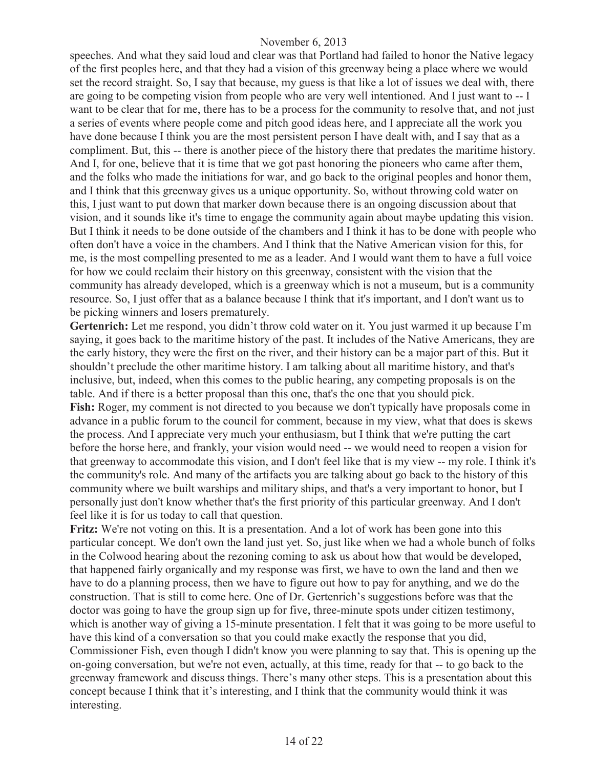speeches. And what they said loud and clear was that Portland had failed to honor the Native legacy of the first peoples here, and that they had a vision of this greenway being a place where we would set the record straight. So, I say that because, my guess is that like a lot of issues we deal with, there are going to be competing vision from people who are very well intentioned. And I just want to -- I want to be clear that for me, there has to be a process for the community to resolve that, and not just a series of events where people come and pitch good ideas here, and I appreciate all the work you have done because I think you are the most persistent person I have dealt with, and I say that as a compliment. But, this -- there is another piece of the history there that predates the maritime history. And I, for one, believe that it is time that we got past honoring the pioneers who came after them, and the folks who made the initiations for war, and go back to the original peoples and honor them, and I think that this greenway gives us a unique opportunity. So, without throwing cold water on this, I just want to put down that marker down because there is an ongoing discussion about that vision, and it sounds like it's time to engage the community again about maybe updating this vision. But I think it needs to be done outside of the chambers and I think it has to be done with people who often don't have a voice in the chambers. And I think that the Native American vision for this, for me, is the most compelling presented to me as a leader. And I would want them to have a full voice for how we could reclaim their history on this greenway, consistent with the vision that the community has already developed, which is a greenway which is not a museum, but is a community resource. So, I just offer that as a balance because I think that it's important, and I don't want us to be picking winners and losers prematurely.

**Gertenrich:** Let me respond, you didn't throw cold water on it. You just warmed it up because I'm saying, it goes back to the maritime history of the past. It includes of the Native Americans, they are the early history, they were the first on the river, and their history can be a major part of this. But it shouldn't preclude the other maritime history. I am talking about all maritime history, and that's inclusive, but, indeed, when this comes to the public hearing, any competing proposals is on the table. And if there is a better proposal than this one, that's the one that you should pick.

**Fish:** Roger, my comment is not directed to you because we don't typically have proposals come in advance in a public forum to the council for comment, because in my view, what that does is skews the process. And I appreciate very much your enthusiasm, but I think that we're putting the cart before the horse here, and frankly, your vision would need -- we would need to reopen a vision for that greenway to accommodate this vision, and I don't feel like that is my view -- my role. I think it's the community's role. And many of the artifacts you are talking about go back to the history of this community where we built warships and military ships, and that's a very important to honor, but I personally just don't know whether that's the first priority of this particular greenway. And I don't feel like it is for us today to call that question.

**Fritz:** We're not voting on this. It is a presentation. And a lot of work has been gone into this particular concept. We don't own the land just yet. So, just like when we had a whole bunch of folks in the Colwood hearing about the rezoning coming to ask us about how that would be developed, that happened fairly organically and my response was first, we have to own the land and then we have to do a planning process, then we have to figure out how to pay for anything, and we do the construction. That is still to come here. One of Dr. Gertenrich's suggestions before was that the doctor was going to have the group sign up for five, three-minute spots under citizen testimony, which is another way of giving a 15-minute presentation. I felt that it was going to be more useful to have this kind of a conversation so that you could make exactly the response that you did, Commissioner Fish, even though I didn't know you were planning to say that. This is opening up the on-going conversation, but we're not even, actually, at this time, ready for that -- to go back to the greenway framework and discuss things. There's many other steps. This is a presentation about this concept because I think that it's interesting, and I think that the community would think it was interesting.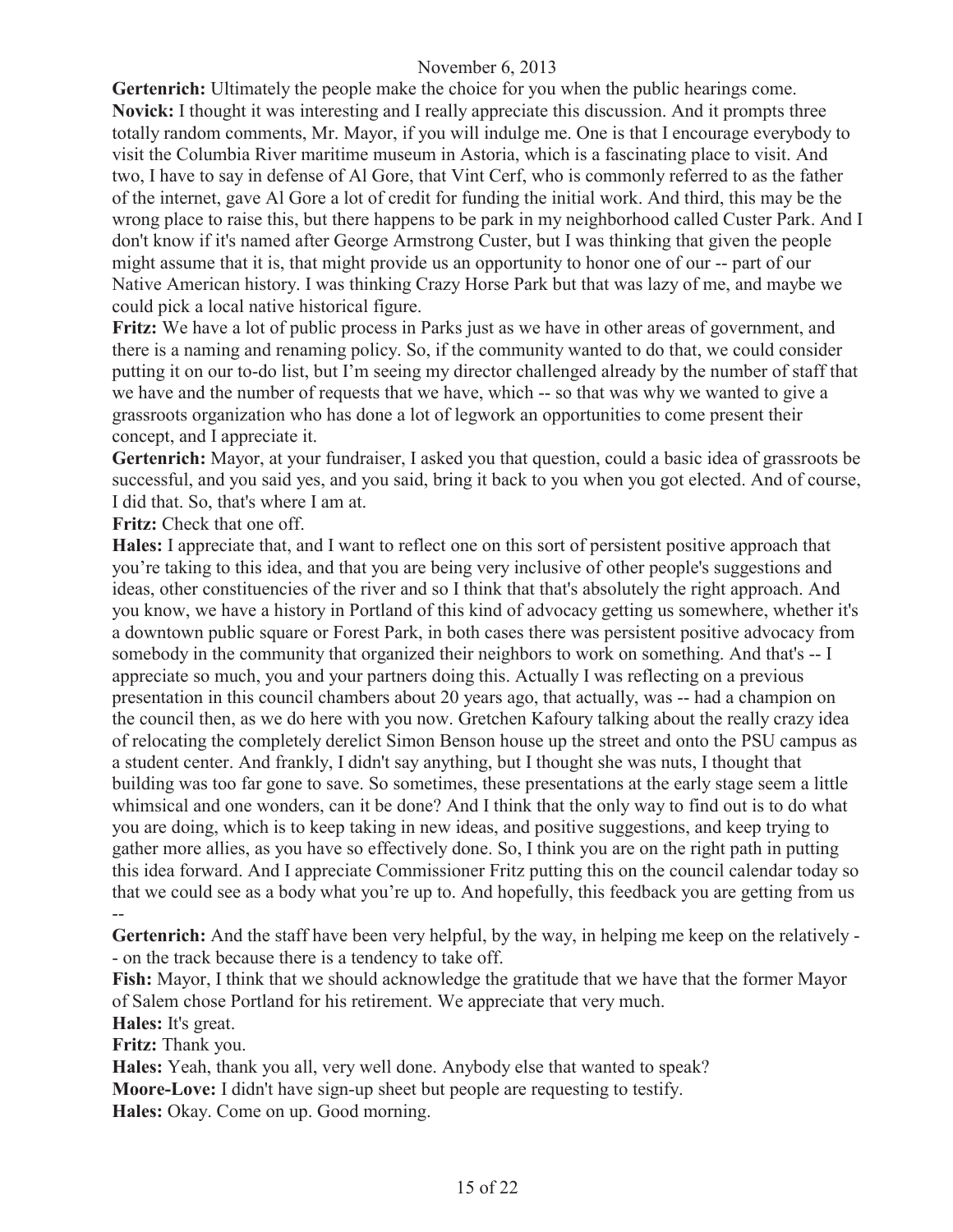**Gertenrich:** Ultimately the people make the choice for you when the public hearings come.

**Novick:** I thought it was interesting and I really appreciate this discussion. And it prompts three totally random comments, Mr. Mayor, if you will indulge me. One is that I encourage everybody to visit the Columbia River maritime museum in Astoria, which is a fascinating place to visit. And two, I have to say in defense of Al Gore, that Vint Cerf, who is commonly referred to as the father of the internet, gave Al Gore a lot of credit for funding the initial work. And third, this may be the wrong place to raise this, but there happens to be park in my neighborhood called Custer Park. And I don't know if it's named after George Armstrong Custer, but I was thinking that given the people might assume that it is, that might provide us an opportunity to honor one of our -- part of our Native American history. I was thinking Crazy Horse Park but that was lazy of me, and maybe we could pick a local native historical figure.

**Fritz:** We have a lot of public process in Parks just as we have in other areas of government, and there is a naming and renaming policy. So, if the community wanted to do that, we could consider putting it on our to-do list, but I'm seeing my director challenged already by the number of staff that we have and the number of requests that we have, which -- so that was why we wanted to give a grassroots organization who has done a lot of legwork an opportunities to come present their concept, and I appreciate it.

**Gertenrich:** Mayor, at your fundraiser, I asked you that question, could a basic idea of grassroots be successful, and you said yes, and you said, bring it back to you when you got elected. And of course, I did that. So, that's where I am at.

**Fritz:** Check that one off.

**Hales:** I appreciate that, and I want to reflect one on this sort of persistent positive approach that you're taking to this idea, and that you are being very inclusive of other people's suggestions and ideas, other constituencies of the river and so I think that that's absolutely the right approach. And you know, we have a history in Portland of this kind of advocacy getting us somewhere, whether it's a downtown public square or Forest Park, in both cases there was persistent positive advocacy from somebody in the community that organized their neighbors to work on something. And that's -- I appreciate so much, you and your partners doing this. Actually I was reflecting on a previous presentation in this council chambers about 20 years ago, that actually, was -- had a champion on the council then, as we do here with you now. Gretchen Kafoury talking about the really crazy idea of relocating the completely derelict Simon Benson house up the street and onto the PSU campus as a student center. And frankly, I didn't say anything, but I thought she was nuts, I thought that building was too far gone to save. So sometimes, these presentations at the early stage seem a little whimsical and one wonders, can it be done? And I think that the only way to find out is to do what you are doing, which is to keep taking in new ideas, and positive suggestions, and keep trying to gather more allies, as you have so effectively done. So, I think you are on the right path in putting this idea forward. And I appreciate Commissioner Fritz putting this on the council calendar today so that we could see as a body what you're up to. And hopefully, this feedback you are getting from us --

**Gertenrich:** And the staff have been very helpful, by the way, in helping me keep on the relatively -- on the track because there is a tendency to take off.

**Fish:** Mayor, I think that we should acknowledge the gratitude that we have that the former Mayor of Salem chose Portland for his retirement. We appreciate that very much.

**Hales:** It's great.

**Fritz:** Thank you.

**Hales:** Yeah, thank you all, very well done. Anybody else that wanted to speak?

**Moore-Love:** I didn't have sign-up sheet but people are requesting to testify.

**Hales:** Okay. Come on up. Good morning.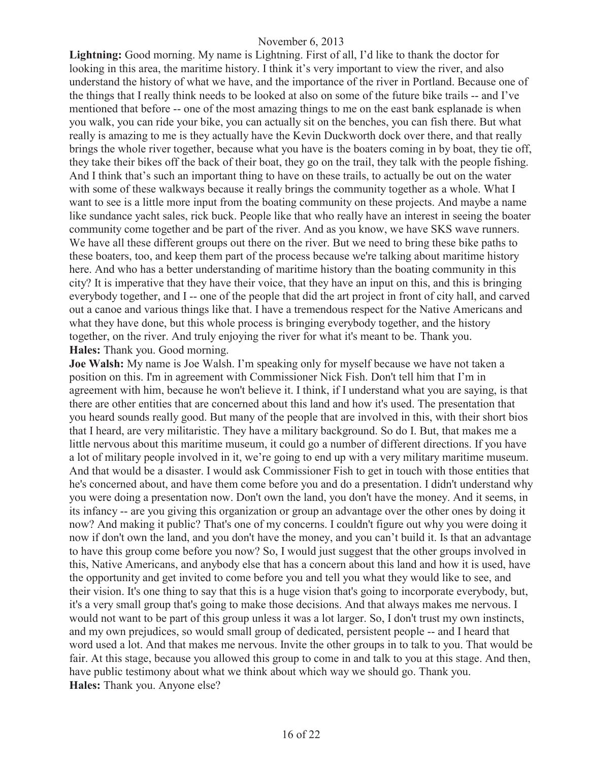**Lightning:** Good morning. My name is Lightning. First of all, I'd like to thank the doctor for looking in this area, the maritime history. I think it's very important to view the river, and also understand the history of what we have, and the importance of the river in Portland. Because one of the things that I really think needs to be looked at also on some of the future bike trails -- and I've mentioned that before -- one of the most amazing things to me on the east bank esplanade is when you walk, you can ride your bike, you can actually sit on the benches, you can fish there. But what really is amazing to me is they actually have the Kevin Duckworth dock over there, and that really brings the whole river together, because what you have is the boaters coming in by boat, they tie off, they take their bikes off the back of their boat, they go on the trail, they talk with the people fishing. And I think that's such an important thing to have on these trails, to actually be out on the water with some of these walkways because it really brings the community together as a whole. What I want to see is a little more input from the boating community on these projects. And maybe a name like sundance yacht sales, rick buck. People like that who really have an interest in seeing the boater community come together and be part of the river. And as you know, we have SKS wave runners. We have all these different groups out there on the river. But we need to bring these bike paths to these boaters, too, and keep them part of the process because we're talking about maritime history here. And who has a better understanding of maritime history than the boating community in this city? It is imperative that they have their voice, that they have an input on this, and this is bringing everybody together, and I -- one of the people that did the art project in front of city hall, and carved out a canoe and various things like that. I have a tremendous respect for the Native Americans and what they have done, but this whole process is bringing everybody together, and the history together, on the river. And truly enjoying the river for what it's meant to be. Thank you.

**Hales:** Thank you. Good morning.

**Joe Walsh:** My name is Joe Walsh. I'm speaking only for myself because we have not taken a position on this. I'm in agreement with Commissioner Nick Fish. Don't tell him that I'm in agreement with him, because he won't believe it. I think, if I understand what you are saying, is that there are other entities that are concerned about this land and how it's used. The presentation that you heard sounds really good. But many of the people that are involved in this, with their short bios that I heard, are very militaristic. They have a military background. So do I. But, that makes me a little nervous about this maritime museum, it could go a number of different directions. If you have a lot of military people involved in it, we're going to end up with a very military maritime museum. And that would be a disaster. I would ask Commissioner Fish to get in touch with those entities that he's concerned about, and have them come before you and do a presentation. I didn't understand why you were doing a presentation now. Don't own the land, you don't have the money. And it seems, in its infancy -- are you giving this organization or group an advantage over the other ones by doing it now? And making it public? That's one of my concerns. I couldn't figure out why you were doing it now if don't own the land, and you don't have the money, and you can't build it. Is that an advantage to have this group come before you now? So, I would just suggest that the other groups involved in this, Native Americans, and anybody else that has a concern about this land and how it is used, have the opportunity and get invited to come before you and tell you what they would like to see, and their vision. It's one thing to say that this is a huge vision that's going to incorporate everybody, but, it's a very small group that's going to make those decisions. And that always makes me nervous. I would not want to be part of this group unless it was a lot larger. So, I don't trust my own instincts, and my own prejudices, so would small group of dedicated, persistent people -- and I heard that word used a lot. And that makes me nervous. Invite the other groups in to talk to you. That would be fair. At this stage, because you allowed this group to come in and talk to you at this stage. And then, have public testimony about what we think about which way we should go. Thank you.

**Hales:** Thank you. Anyone else?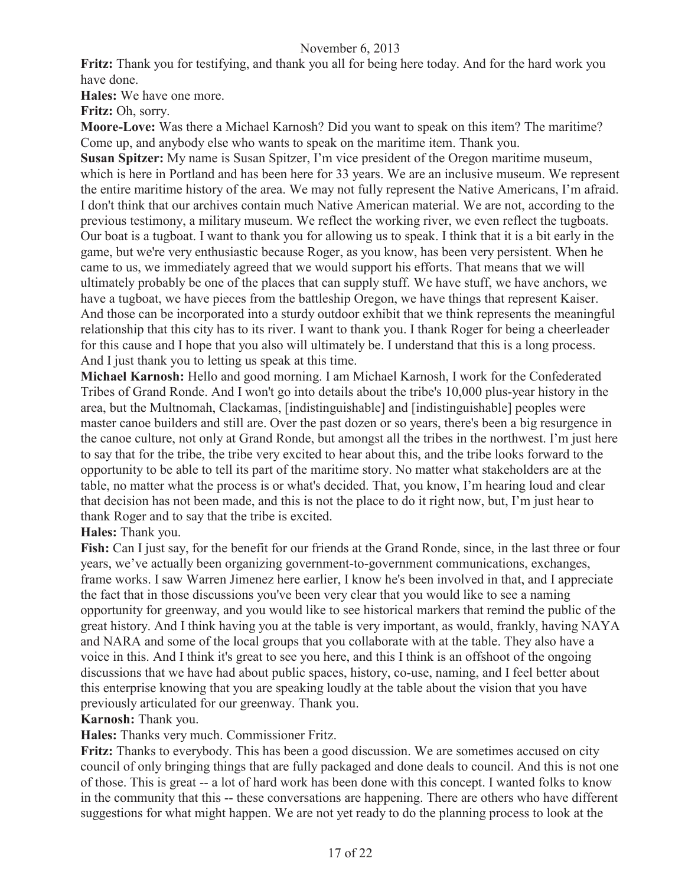**Fritz:** Thank you for testifying, and thank you all for being here today. And for the hard work you have done.

**Hales:** We have one more.

**Fritz:** Oh, sorry.

**Moore-Love:** Was there a Michael Karnosh? Did you want to speak on this item? The maritime? Come up, and anybody else who wants to speak on the maritime item. Thank you.

**Susan Spitzer:** My name is Susan Spitzer, I'm vice president of the Oregon maritime museum, which is here in Portland and has been here for 33 years. We are an inclusive museum. We represent the entire maritime history of the area. We may not fully represent the Native Americans, I'm afraid. I don't think that our archives contain much Native American material. We are not, according to the previous testimony, a military museum. We reflect the working river, we even reflect the tugboats. Our boat is a tugboat. I want to thank you for allowing us to speak. I think that it is a bit early in the game, but we're very enthusiastic because Roger, as you know, has been very persistent. When he came to us, we immediately agreed that we would support his efforts. That means that we will ultimately probably be one of the places that can supply stuff. We have stuff, we have anchors, we have a tugboat, we have pieces from the battleship Oregon, we have things that represent Kaiser. And those can be incorporated into a sturdy outdoor exhibit that we think represents the meaningful relationship that this city has to its river. I want to thank you. I thank Roger for being a cheerleader for this cause and I hope that you also will ultimately be. I understand that this is a long process. And I just thank you to letting us speak at this time.

**Michael Karnosh:** Hello and good morning. I am Michael Karnosh, I work for the Confederated Tribes of Grand Ronde. And I won't go into details about the tribe's 10,000 plus-year history in the area, but the Multnomah, Clackamas, [indistinguishable] and [indistinguishable] peoples were master canoe builders and still are. Over the past dozen or so years, there's been a big resurgence in the canoe culture, not only at Grand Ronde, but amongst all the tribes in the northwest. I'm just here to say that for the tribe, the tribe very excited to hear about this, and the tribe looks forward to the opportunity to be able to tell its part of the maritime story. No matter what stakeholders are at the table, no matter what the process is or what's decided. That, you know, I'm hearing loud and clear that decision has not been made, and this is not the place to do it right now, but, I'm just hear to thank Roger and to say that the tribe is excited.

**Hales:** Thank you.

**Fish:** Can I just say, for the benefit for our friends at the Grand Ronde, since, in the last three or four years, we've actually been organizing government-to-government communications, exchanges, frame works. I saw Warren Jimenez here earlier, I know he's been involved in that, and I appreciate the fact that in those discussions you've been very clear that you would like to see a naming opportunity for greenway, and you would like to see historical markers that remind the public of the great history. And I think having you at the table is very important, as would, frankly, having NAYA and NARA and some of the local groups that you collaborate with at the table. They also have a voice in this. And I think it's great to see you here, and this I think is an offshoot of the ongoing discussions that we have had about public spaces, history, co-use, naming, and I feel better about this enterprise knowing that you are speaking loudly at the table about the vision that you have previously articulated for our greenway. Thank you.

**Karnosh:** Thank you.

**Hales:** Thanks very much. Commissioner Fritz.

**Fritz:** Thanks to everybody. This has been a good discussion. We are sometimes accused on city council of only bringing things that are fully packaged and done deals to council. And this is not one of those. This is great -- a lot of hard work has been done with this concept. I wanted folks to know in the community that this -- these conversations are happening. There are others who have different suggestions for what might happen. We are not yet ready to do the planning process to look at the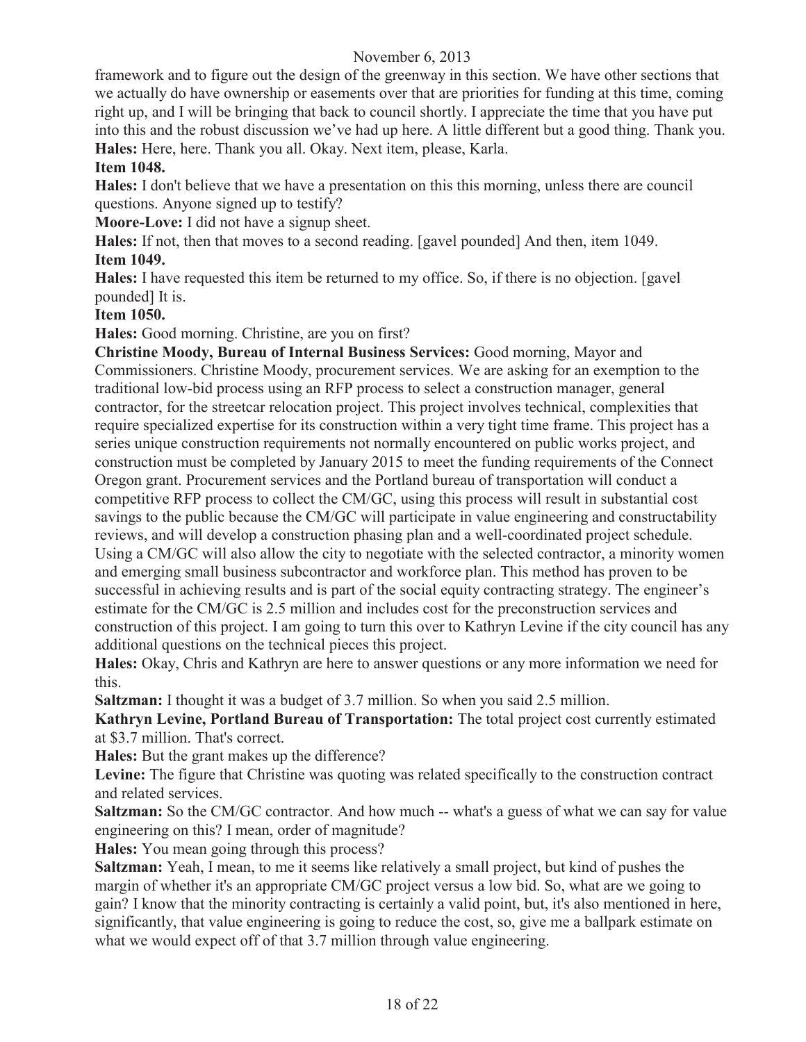framework and to figure out the design of the greenway in this section. We have other sections that we actually do have ownership or easements over that are priorities for funding at this time, coming right up, and I will be bringing that back to council shortly. I appreciate the time that you have put into this and the robust discussion we've had up here. A little different but a good thing. Thank you.

**Hales:** Here, here. Thank you all. Okay. Next item, please, Karla.

**Item 1048.**

**Hales:** I don't believe that we have a presentation on this this morning, unless there are council questions. Anyone signed up to testify?

**Moore-Love:** I did not have a signup sheet.

**Hales:** If not, then that moves to a second reading. [gavel pounded] And then, item 1049.

**Item 1049.**

**Hales:** I have requested this item be returned to my office. So, if there is no objection. [gavel pounded] It is.

**Item 1050.**

**Hales:** Good morning. Christine, are you on first?

**Christine Moody, Bureau of Internal Business Services:** Good morning, Mayor and Commissioners. Christine Moody, procurement services. We are asking for an exemption to the traditional low-bid process using an RFP process to select a construction manager, general contractor, for the streetcar relocation project. This project involves technical, complexities that require specialized expertise for its construction within a very tight time frame. This project has a series unique construction requirements not normally encountered on public works project, and construction must be completed by January 2015 to meet the funding requirements of the Connect Oregon grant. Procurement services and the Portland bureau of transportation will conduct a competitive RFP process to collect the CM/GC, using this process will result in substantial cost savings to the public because the CM/GC will participate in value engineering and constructability reviews, and will develop a construction phasing plan and a well-coordinated project schedule. Using a CM/GC will also allow the city to negotiate with the selected contractor, a minority women and emerging small business subcontractor and workforce plan. This method has proven to be successful in achieving results and is part of the social equity contracting strategy. The engineer's estimate for the CM/GC is 2.5 million and includes cost for the preconstruction services and construction of this project. I am going to turn this over to Kathryn Levine if the city council has any additional questions on the technical pieces this project.

**Hales:** Okay, Chris and Kathryn are here to answer questions or any more information we need for this.

**Saltzman:** I thought it was a budget of 3.7 million. So when you said 2.5 million.

**Kathryn Levine, Portland Bureau of Transportation:** The total project cost currently estimated at $3.7 million. That's correct.

**Hales:** But the grant makes up the difference?

**Levine:** The figure that Christine was quoting was related specifically to the construction contract and related services.

**Saltzman:** So the CM/GC contractor. And how much -- what's a guess of what we can say for value engineering on this? I mean, order of magnitude?

**Hales:** You mean going through this process?

**Saltzman:** Yeah, I mean, to me it seems like relatively a small project, but kind of pushes the margin of whether it's an appropriate CM/GC project versus a low bid. So, what are we going to gain? I know that the minority contracting is certainly a valid point, but, it's also mentioned in here, significantly, that value engineering is going to reduce the cost, so, give me a ballpark estimate on what we would expect off of that 3.7 million through value engineering.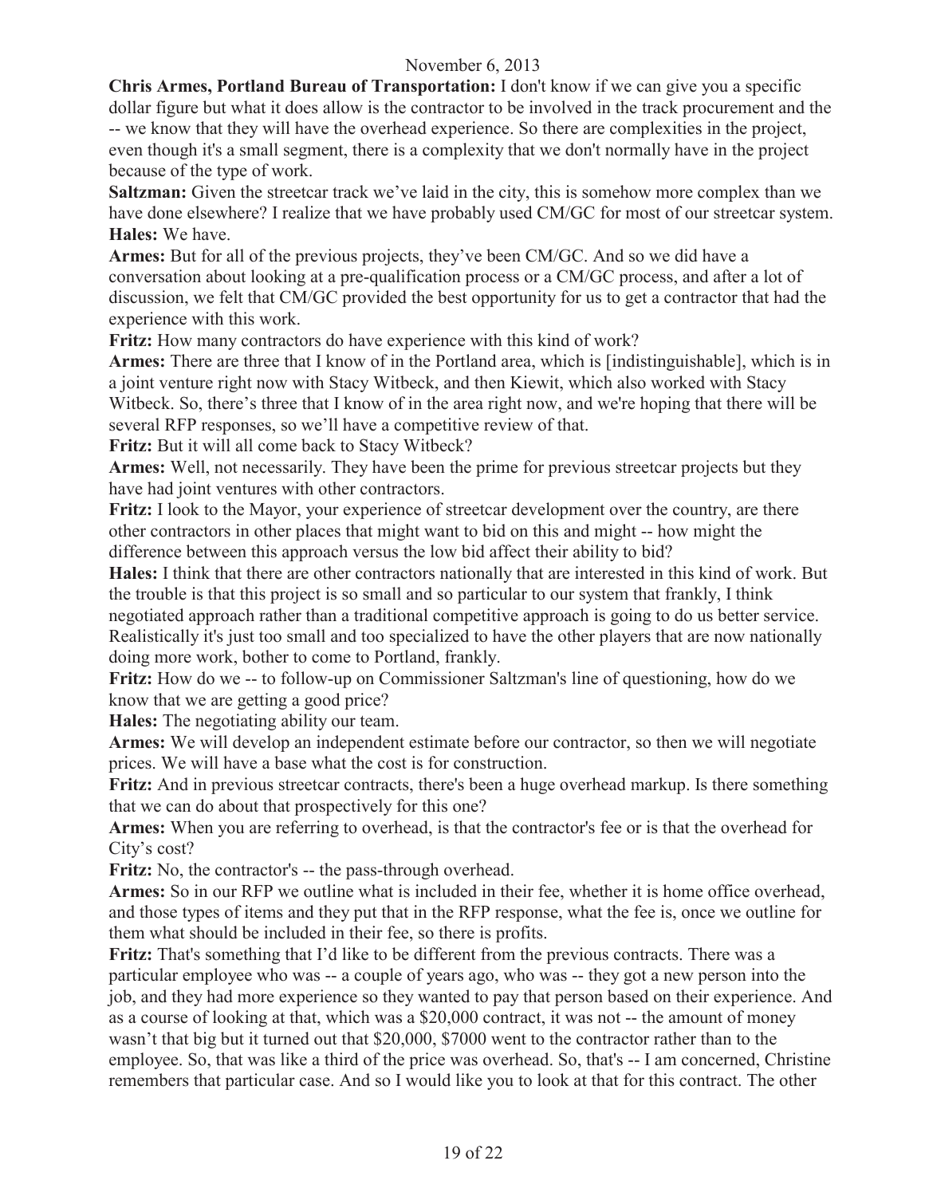**Chris Armes, Portland Bureau of Transportation:** I don't know if we can give you a specific dollar figure but what it does allow is the contractor to be involved in the track procurement and the -- we know that they will have the overhead experience. So there are complexities in the project, even though it's a small segment, there is a complexity that we don't normally have in the project because of the type of work.

**Saltzman:** Given the streetcar track we've laid in the city, this is somehow more complex than we have done elsewhere? I realize that we have probably used CM/GC for most of our streetcar system.

**Hales:** We have.

**Armes:** But for all of the previous projects, they've been CM/GC. And so we did have a conversation about looking at a pre-qualification process or a CM/GC process, and after a lot of discussion, we felt that CM/GC provided the best opportunity for us to get a contractor that had the experience with this work.

**Fritz:** How many contractors do have experience with this kind of work?

**Armes:** There are three that I know of in the Portland area, which is [indistinguishable], which is in a joint venture right now with Stacy Witbeck, and then Kiewit, which also worked with Stacy Witbeck. So, there's three that I know of in the area right now, and we're hoping that there will be several RFP responses, so we'll have a competitive review of that.

**Fritz:** But it will all come back to Stacy Witbeck?

**Armes:** Well, not necessarily. They have been the prime for previous streetcar projects but they have had joint ventures with other contractors.

**Fritz:** I look to the Mayor, your experience of streetcar development over the country, are there other contractors in other places that might want to bid on this and might -- how might the difference between this approach versus the low bid affect their ability to bid?

**Hales:** I think that there are other contractors nationally that are interested in this kind of work. But the trouble is that this project is so small and so particular to our system that frankly, I think negotiated approach rather than a traditional competitive approach is going to do us better service. Realistically it's just too small and too specialized to have the other players that are now nationally doing more work, bother to come to Portland, frankly.

**Fritz:** How do we -- to follow-up on Commissioner Saltzman's line of questioning, how do we know that we are getting a good price?

**Hales:** The negotiating ability our team.

**Armes:** We will develop an independent estimate before our contractor, so then we will negotiate prices. We will have a base what the cost is for construction.

**Fritz:** And in previous streetcar contracts, there's been a huge overhead markup. Is there something that we can do about that prospectively for this one?

**Armes:** When you are referring to overhead, is that the contractor's fee or is that the overhead for City's cost?

**Fritz:** No, the contractor's -- the pass-through overhead.

**Armes:** So in our RFP we outline what is included in their fee, whether it is home office overhead, and those types of items and they put that in the RFP response, what the fee is, once we outline for them what should be included in their fee, so there is profits.

**Fritz:** That's something that I'd like to be different from the previous contracts. There was a particular employee who was -- a couple of years ago, who was -- they got a new person into the job, and they had more experience so they wanted to pay that person based on their experience. And as a course of looking at that, which was a $20,000 contract, it was not -- the amount of money wasn't that big but it turned out that $20,000, $7000 went to the contractor rather than to the employee. So, that was like a third of the price was overhead. So, that's -- I am concerned, Christine remembers that particular case. And so I would like you to look at that for this contract. The other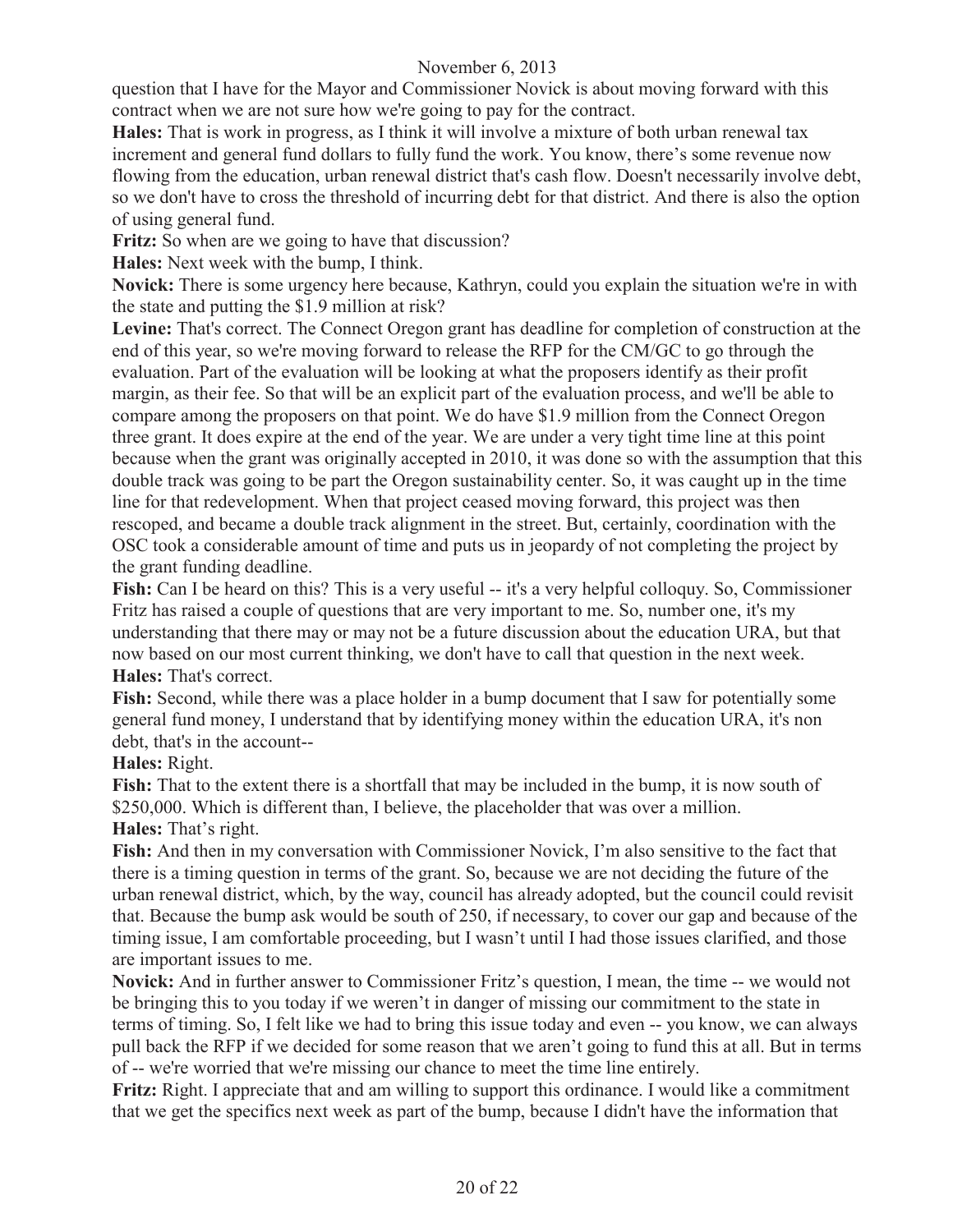question that I have for the Mayor and Commissioner Novick is about moving forward with this contract when we are not sure how we're going to pay for the contract.

**Hales:** That is work in progress, as I think it will involve a mixture of both urban renewal tax increment and general fund dollars to fully fund the work. You know, there's some revenue now flowing from the education, urban renewal district that's cash flow. Doesn't necessarily involve debt, so we don't have to cross the threshold of incurring debt for that district. And there is also the option of using general fund.

**Fritz:** So when are we going to have that discussion?

**Hales:** Next week with the bump, I think.

**Novick:** There is some urgency here because, Kathryn, could you explain the situation we're in with the state and putting the $1.9 million at risk?

**Levine:** That's correct. The Connect Oregon grant has deadline for completion of construction at the end of this year, so we're moving forward to release the RFP for the CM/GC to go through the evaluation. Part of the evaluation will be looking at what the proposers identify as their profit margin, as their fee. So that will be an explicit part of the evaluation process, and we'll be able to compare among the proposers on that point. We do have $1.9 million from the Connect Oregon three grant. It does expire at the end of the year. We are under a very tight time line at this point because when the grant was originally accepted in 2010, it was done so with the assumption that this double track was going to be part the Oregon sustainability center. So, it was caught up in the time line for that redevelopment. When that project ceased moving forward, this project was then rescoped, and became a double track alignment in the street. But, certainly, coordination with the OSC took a considerable amount of time and puts us in jeopardy of not completing the project by the grant funding deadline.

**Fish:** Can I be heard on this? This is a very useful -- it's a very helpful colloquy. So, Commissioner Fritz has raised a couple of questions that are very important to me. So, number one, it's my understanding that there may or may not be a future discussion about the education URA, but that now based on our most current thinking, we don't have to call that question in the next week.

**Hales:** That's correct.

**Fish:** Second, while there was a place holder in a bump document that I saw for potentially some general fund money, I understand that by identifying money within the education URA, it's non debt, that's in the account--

**Hales:** Right.

**Fish:** That to the extent there is a shortfall that may be included in the bump, it is now south of $250,000. Which is different than, I believe, the placeholder that was over a million.

**Hales:** That's right.

**Fish:** And then in my conversation with Commissioner Novick, I'm also sensitive to the fact that there is a timing question in terms of the grant. So, because we are not deciding the future of the urban renewal district, which, by the way, council has already adopted, but the council could revisit that. Because the bump ask would be south of 250, if necessary, to cover our gap and because of the timing issue, I am comfortable proceeding, but I wasn't until I had those issues clarified, and those are important issues to me.

**Novick:** And in further answer to Commissioner Fritz's question, I mean, the time -- we would not be bringing this to you today if we weren't in danger of missing our commitment to the state in terms of timing. So, I felt like we had to bring this issue today and even -- you know, we can always pull back the RFP if we decided for some reason that we aren't going to fund this at all. But in terms of -- we're worried that we're missing our chance to meet the time line entirely.

**Fritz:** Right. I appreciate that and am willing to support this ordinance. I would like a commitment that we get the specifics next week as part of the bump, because I didn't have the information that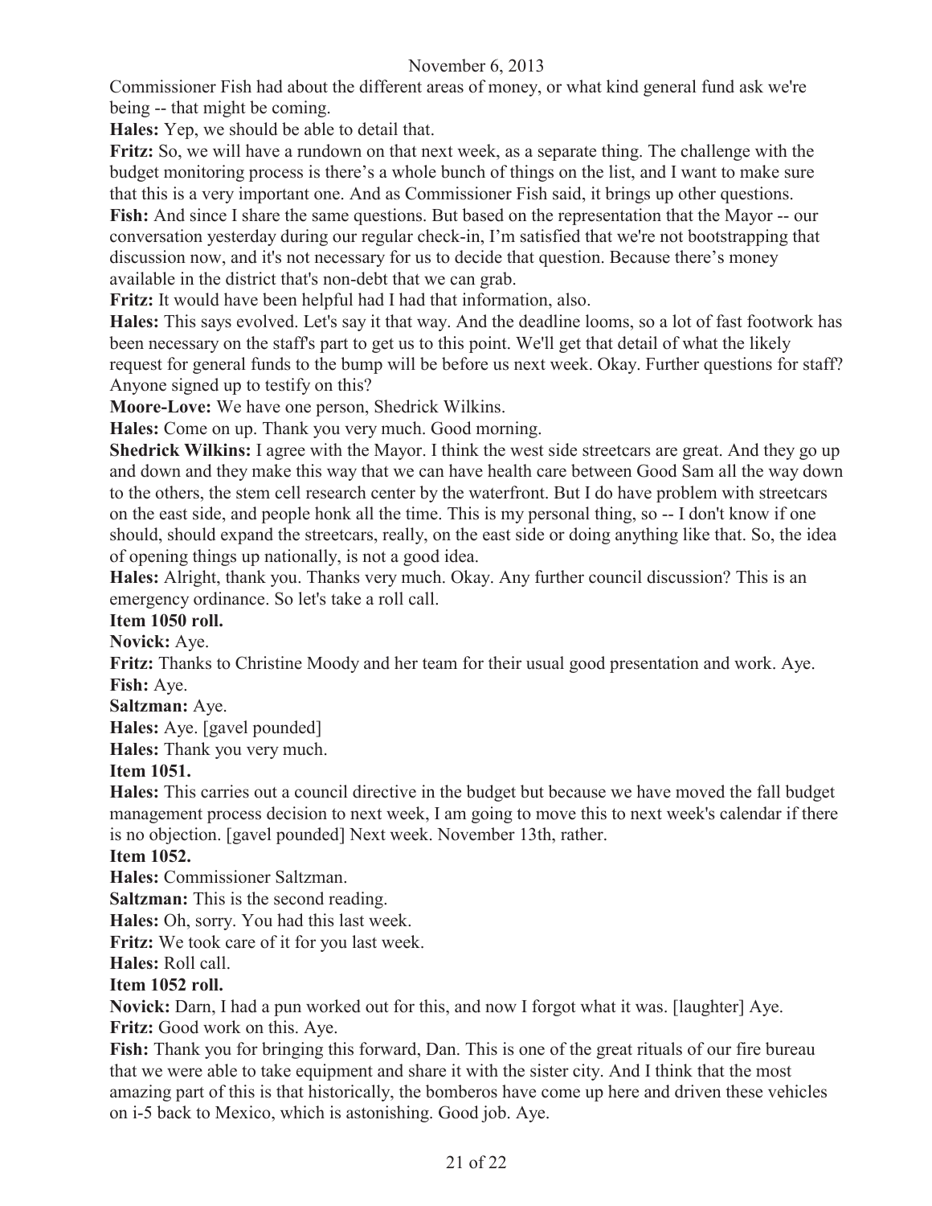Commissioner Fish had about the different areas of money, or what kind general fund ask we're being -- that might be coming.

**Hales:** Yep, we should be able to detail that.

**Fritz:** So, we will have a rundown on that next week, as a separate thing. The challenge with the budget monitoring process is there's a whole bunch of things on the list, and I want to make sure that this is a very important one. And as Commissioner Fish said, it brings up other questions.

**Fish:** And since I share the same questions. But based on the representation that the Mayor -- our conversation yesterday during our regular check-in, I'm satisfied that we're not bootstrapping that discussion now, and it's not necessary for us to decide that question. Because there's money available in the district that's non-debt that we can grab.

**Fritz:** It would have been helpful had I had that information, also.

**Hales:** This says evolved. Let's say it that way. And the deadline looms, so a lot of fast footwork has been necessary on the staff's part to get us to this point. We'll get that detail of what the likely request for general funds to the bump will be before us next week. Okay. Further questions for staff? Anyone signed up to testify on this?

**Moore-Love:** We have one person, Shedrick Wilkins.

**Hales:** Come on up. Thank you very much. Good morning.

**Shedrick Wilkins:** I agree with the Mayor. I think the west side streetcars are great. And they go up and down and they make this way that we can have health care between Good Sam all the way down to the others, the stem cell research center by the waterfront. But I do have problem with streetcars on the east side, and people honk all the time. This is my personal thing, so -- I don't know if one should, should expand the streetcars, really, on the east side or doing anything like that. So, the idea of opening things up nationally, is not a good idea.

**Hales:** Alright, thank you. Thanks very much. Okay. Any further council discussion? This is an emergency ordinance. So let's take a roll call.

**Item 1050 roll.**

**Novick:** Aye.

**Fritz:** Thanks to Christine Moody and her team for their usual good presentation and work. Aye.

**Fish:** Aye.

**Saltzman:** Aye.

**Hales:** Aye. [gavel pounded]

**Hales:** Thank you very much.

**Item 1051.**

**Hales:** This carries out a council directive in the budget but because we have moved the fall budget management process decision to next week, I am going to move this to next week's calendar if there is no objection. [gavel pounded] Next week. November 13th, rather.

**Item 1052.**

**Hales:** Commissioner Saltzman.

**Saltzman:** This is the second reading.

**Hales:** Oh, sorry. You had this last week.

**Fritz:** We took care of it for you last week.

**Hales:** Roll call.

**Item 1052 roll.**

**Novick:** Darn, I had a pun worked out for this, and now I forgot what it was. [laughter] Aye.

**Fritz:** Good work on this. Aye.

**Fish:** Thank you for bringing this forward, Dan. This is one of the great rituals of our fire bureau that we were able to take equipment and share it with the sister city. And I think that the most amazing part of this is that historically, the bomberos have come up here and driven these vehicles on i-5 back to Mexico, which is astonishing. Good job. Aye.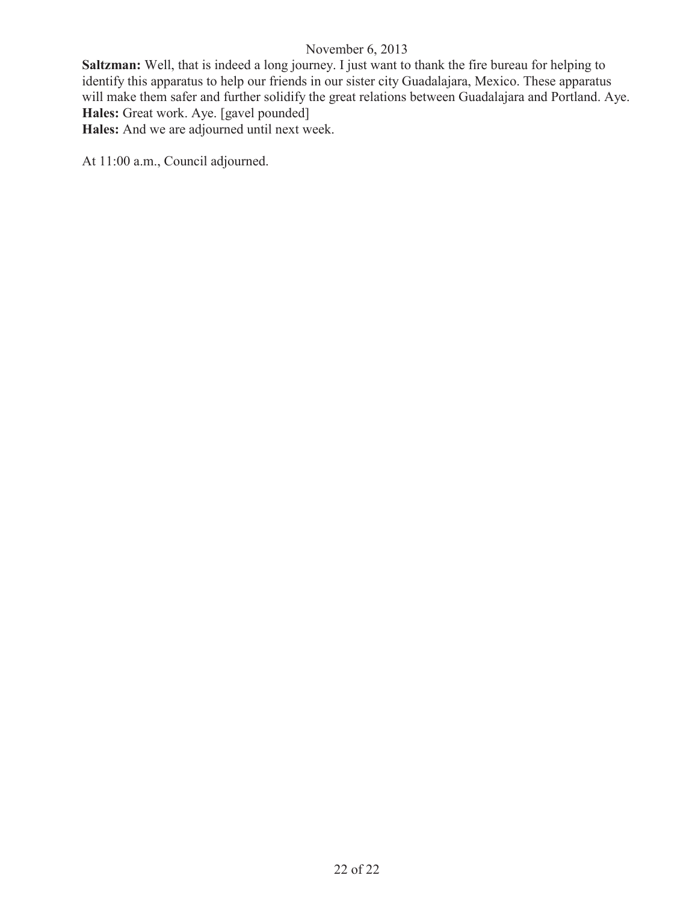**Saltzman:** Well, that is indeed a long journey. I just want to thank the fire bureau for helping to identify this apparatus to help our friends in our sister city Guadalajara, Mexico. These apparatus will make them safer and further solidify the great relations between Guadalajara and Portland. Aye.
**Hales:** Great work. Aye. [gavel pounded]
**Hales:** And we are adjourned until next week.

At 11:00 a.m., Council adjourned.